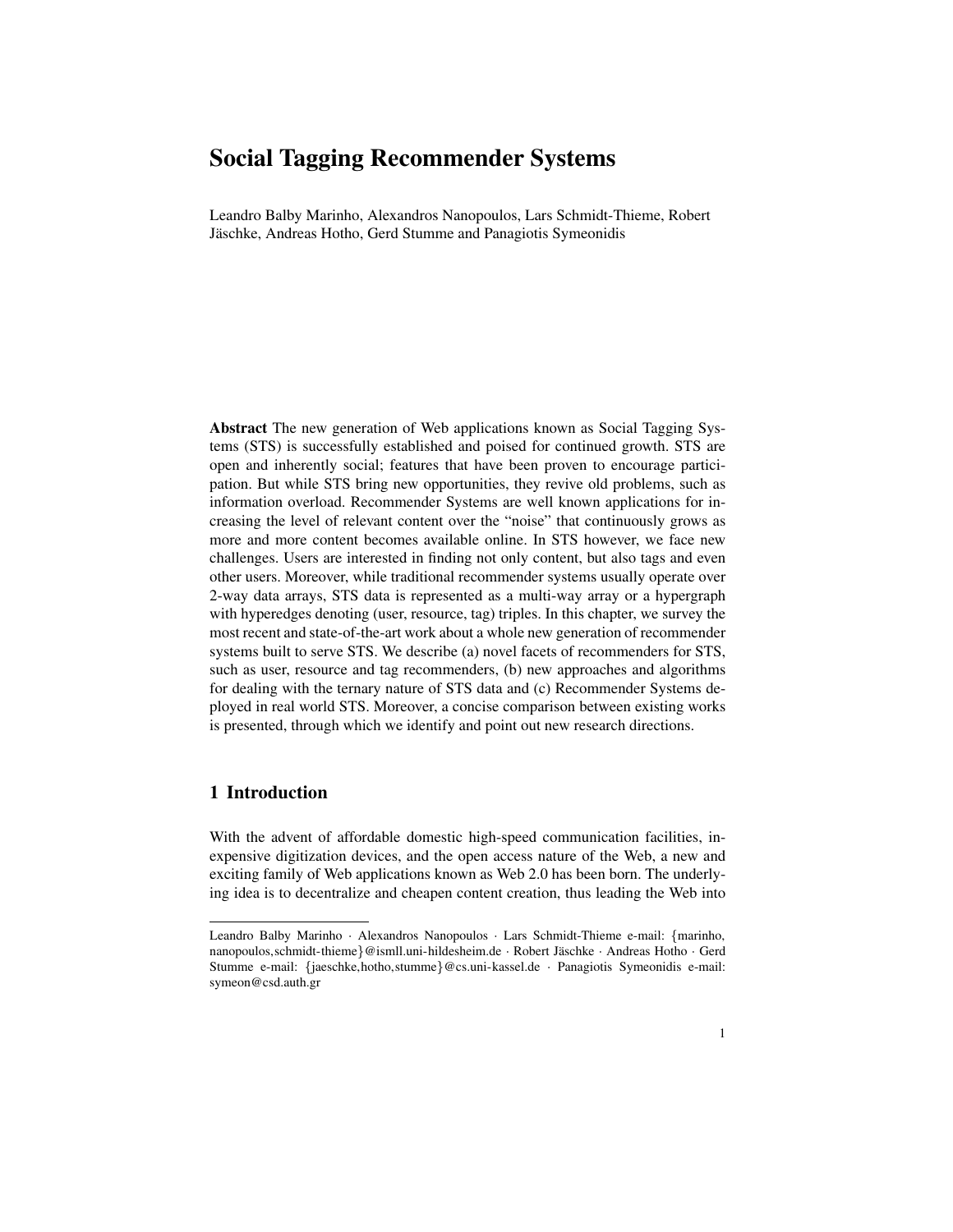# Social Tagging Recommender Systems

Leandro Balby Marinho, Alexandros Nanopoulos, Lars Schmidt-Thieme, Robert Jäschke, Andreas Hotho, Gerd Stumme and Panagiotis Symeonidis

**Abstract** The new generation of Web applications known as Social Tagging Systems (STS) is successfully established and poised for continued growth. STS are open and inherently social; features that have been proven to encourage participation. But while STS bring new opportunities, they revive old problems, such as information overload. Recommender Systems are well known applications for increasing the level of relevant content over the "noise" that continuously grows as more and more content becomes available online. In STS however, we face new challenges. Users are interested in finding not only content, but also tags and even other users. Moreover, while traditional recommender systems usually operate over 2-way data arrays, STS data is represented as a multi-way array or a hypergraph with hyperedges denoting (user, resource, tag) triples. In this chapter, we survey the most recent and state-of-the-art work about a whole new generation of recommender systems built to serve STS. We describe (a) novel facets of recommenders for STS, such as user, resource and tag recommenders, (b) new approaches and algorithms for dealing with the ternary nature of STS data and (c) Recommender Systems deployed in real world STS. Moreover, a concise comparison between existing works is presented, through which we identify and point out new research directions.

## 1 Introduction

With the advent of affordable domestic high-speed communication facilities, inexpensive digitization devices, and the open access nature of the Web, a new and exciting family of Web applications known as Web 2.0 has been born. The underlying idea is to decentralize and cheapen content creation, thus leading the Web into

---

Leandro Balby Marinho · Alexandros Nanopoulos · Lars Schmidt-Thieme e-mail: {marinho, nanopoulos,schmidt-thieme}@ismll.uni-hildesheim.de · Robert Jäschke · Andreas Hotho · Gerd Stumme e-mail: {jaeschke,hotho,stumme}@cs.uni-kassel.de · Panagiotis Symeonidis e-mail: symeon@csd.auth.gr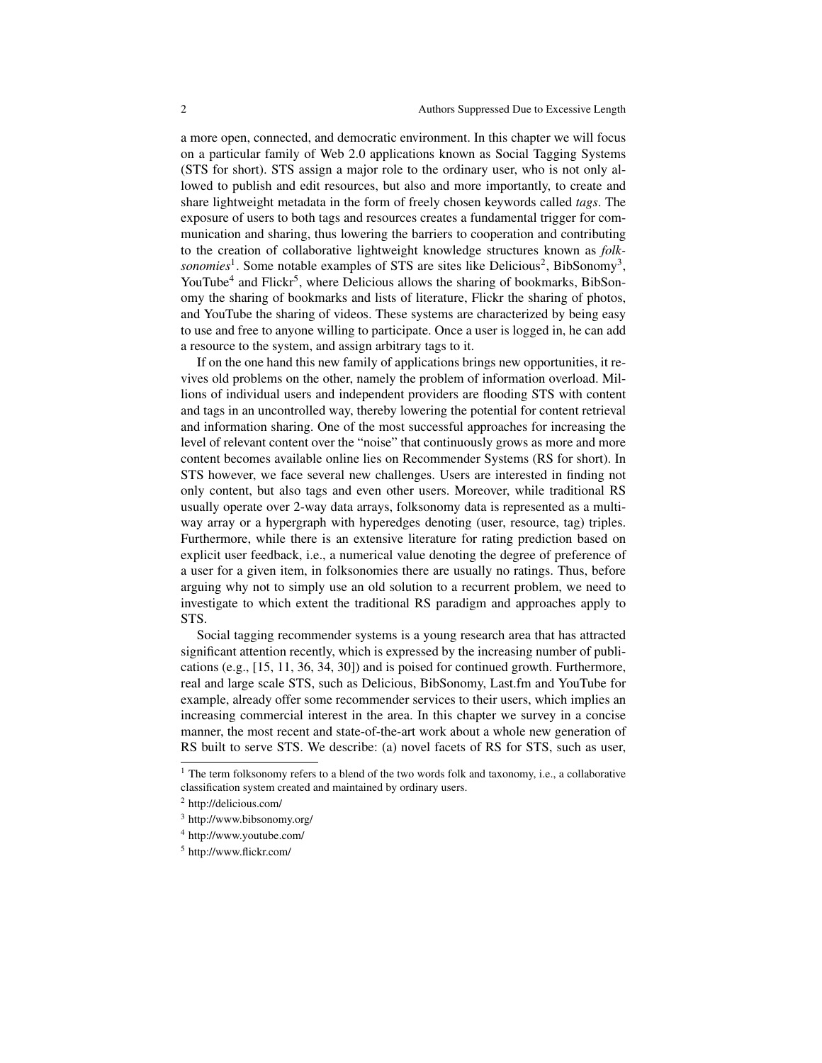a more open, connected, and democratic environment. In this chapter we will focus on a particular family of Web 2.0 applications known as Social Tagging Systems (STS for short). STS assign a major role to the ordinary user, who is not only allowed to publish and edit resources, but also and more importantly, to create and share lightweight metadata in the form of freely chosen keywords called *tags*. The exposure of users to both tags and resources creates a fundamental trigger for communication and sharing, thus lowering the barriers to cooperation and contributing to the creation of collaborative lightweight knowledge structures known as *folksonomies*[1]. Some notable examples of STS are sites like Delicious[2], BibSonomy[3], YouTube[4] and Flickr[5], where Delicious allows the sharing of bookmarks, BibSonomy the sharing of bookmarks and lists of literature, Flickr the sharing of photos, and YouTube the sharing of videos. These systems are characterized by being easy to use and free to anyone willing to participate. Once a user is logged in, he can add a resource to the system, and assign arbitrary tags to it.

If on the one hand this new family of applications brings new opportunities, it revives old problems on the other, namely the problem of information overload. Millions of individual users and independent providers are flooding STS with content and tags in an uncontrolled way, thereby lowering the potential for content retrieval and information sharing. One of the most successful approaches for increasing the level of relevant content over the "noise" that continuously grows as more and more content becomes available online lies on Recommender Systems (RS for short). In STS however, we face several new challenges. Users are interested in finding not only content, but also tags and even other users. Moreover, while traditional RS usually operate over 2-way data arrays, folksonomy data is represented as a multi-way array or a hypergraph with hyperedges denoting (user, resource, tag) triples. Furthermore, while there is an extensive literature for rating prediction based on explicit user feedback, i.e., a numerical value denoting the degree of preference of a user for a given item, in folksonomies there are usually no ratings. Thus, before arguing why not to simply use an old solution to a recurrent problem, we need to investigate to which extent the traditional RS paradigm and approaches apply to STS.

Social tagging recommender systems is a young research area that has attracted significant attention recently, which is expressed by the increasing number of publications (e.g., [15, 11, 36, 34, 30]) and is poised for continued growth. Furthermore, real and large scale STS, such as Delicious, BibSonomy, Last.fm and YouTube for example, already offer some recommender services to their users, which implies an increasing commercial interest in the area. In this chapter we survey in a concise manner, the most recent and state-of-the-art work about a whole new generation of RS built to serve STS. We describe: (a) novel facets of RS for STS, such as user,

---

[1] The term folksonomy refers to a blend of the two words folk and taxonomy, i.e., a collaborative classification system created and maintained by ordinary users.

[2] http://delicious.com/

[3] http://www.bibsonomy.org/

[4] http://www.youtube.com/

[5] http://www.flickr.com/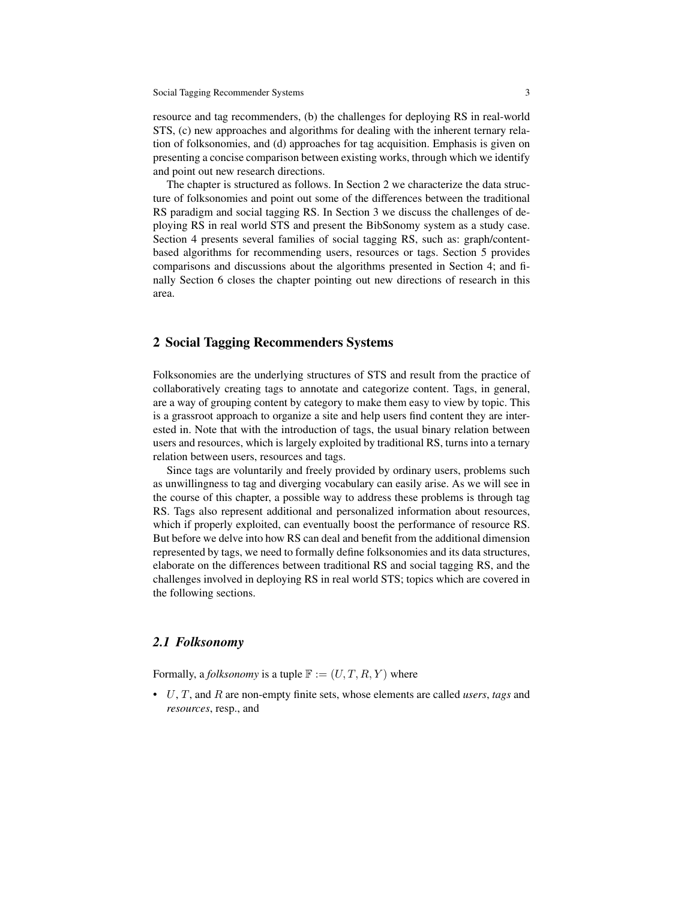resource and tag recommenders, (b) the challenges for deploying RS in real-world STS, (c) new approaches and algorithms for dealing with the inherent ternary relation of folksonomies, and (d) approaches for tag acquisition. Emphasis is given on presenting a concise comparison between existing works, through which we identify and point out new research directions.

The chapter is structured as follows. In Section 2 we characterize the data structure of folksonomies and point out some of the differences between the traditional RS paradigm and social tagging RS. In Section 3 we discuss the challenges of deploying RS in real world STS and present the BibSonomy system as a study case. Section 4 presents several families of social tagging RS, such as: graph/content-based algorithms for recommending users, resources or tags. Section 5 provides comparisons and discussions about the algorithms presented in Section 4; and finally Section 6 closes the chapter pointing out new directions of research in this area.

## 2 Social Tagging Recommenders Systems

Folksonomies are the underlying structures of STS and result from the practice of collaboratively creating tags to annotate and categorize content. Tags, in general, are a way of grouping content by category to make them easy to view by topic. This is a grassroot approach to organize a site and help users find content they are interested in. Note that with the introduction of tags, the usual binary relation between users and resources, which is largely exploited by traditional RS, turns into a ternary relation between users, resources and tags.

Since tags are voluntarily and freely provided by ordinary users, problems such as unwillingness to tag and diverging vocabulary can easily arise. As we will see in the course of this chapter, a possible way to address these problems is through tag RS. Tags also represent additional and personalized information about resources, which if properly exploited, can eventually boost the performance of resource RS. But before we delve into how RS can deal and benefit from the additional dimension represented by tags, we need to formally define folksonomies and its data structures, elaborate on the differences between traditional RS and social tagging RS, and the challenges involved in deploying RS in real world STS; topics which are covered in the following sections.

### *2.1 Folksonomy*

Formally, a *folksonomy* is a tuple $\mathbb{F} := (U, T, R, Y)$ where

- $U$, $T$, and $R$ are non-empty finite sets, whose elements are called *users*, *tags* and *resources*, resp., and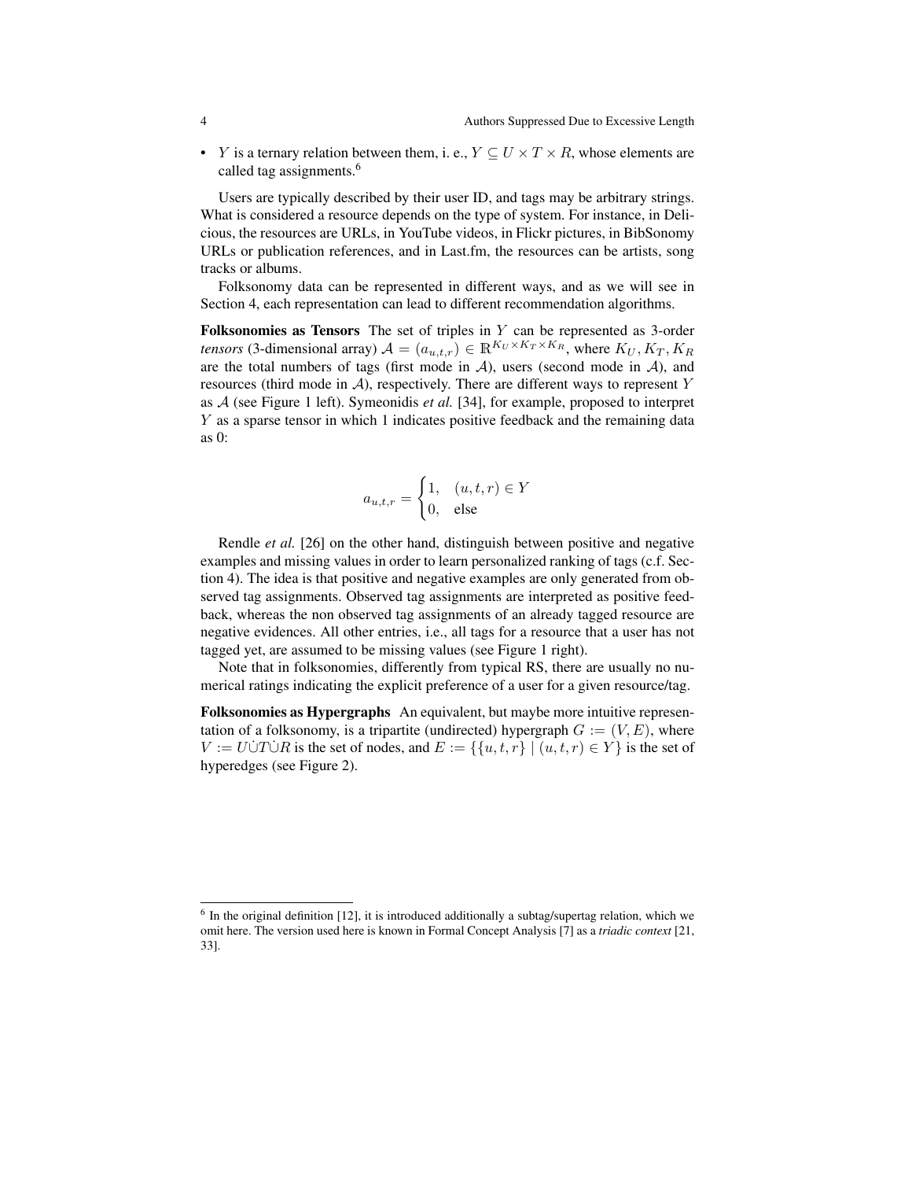- $Y$ is a ternary relation between them, i. e., $Y \subseteq U \times T \times R$, whose elements are called tag assignments.[6]

Users are typically described by their user ID, and tags may be arbitrary strings. What is considered a resource depends on the type of system. For instance, in Delicious, the resources are URLs, in YouTube videos, in Flickr pictures, in BibSonomy URLs or publication references, and in Last.fm, the resources can be artists, song tracks or albums.

Folksonomy data can be represented in different ways, and as we will see in Section 4, each representation can lead to different recommendation algorithms.

**Folksonomies as Tensors** The set of triples in $Y$ can be represented as 3-order *tensors* (3-dimensional array) $\mathcal{A} = (a_{u,t,r}) \in \mathbb{R}^{K_U \times K_T \times K_R}$, where $K_U, K_T, K_R$ are the total numbers of tags (first mode in $\mathcal{A}$), users (second mode in $\mathcal{A}$), and resources (third mode in $\mathcal{A}$), respectively. There are different ways to represent $Y$ as $\mathcal{A}$ (see Figure 1 left). Symeonidis *et al.* [34], for example, proposed to interpret $Y$ as a sparse tensor in which 1 indicates positive feedback and the remaining data as 0:

$$a_{u,t,r} = \begin{cases} 1, & (u,t,r) \in Y \\ 0, & \text{else} \end{cases}$$

Rendle *et al.* [26] on the other hand, distinguish between positive and negative examples and missing values in order to learn personalized ranking of tags (c.f. Section 4). The idea is that positive and negative examples are only generated from observed tag assignments. Observed tag assignments are interpreted as positive feedback, whereas the non observed tag assignments of an already tagged resource are negative evidences. All other entries, i.e., all tags for a resource that a user has not tagged yet, are assumed to be missing values (see Figure 1 right).

Note that in folksonomies, differently from typical RS, there are usually no numerical ratings indicating the explicit preference of a user for a given resource/tag.

**Folksonomies as Hypergraphs** An equivalent, but maybe more intuitive representation of a folksonomy, is a tripartite (undirected) hypergraph $G := (V, E)$, where $V := U \dot\cup T \dot\cup R$ is the set of nodes, and $E := \{\{u,t,r\} \mid (u,t,r) \in Y\}$ is the set of hyperedges (see Figure 2).

[6] In the original definition [12], it is introduced additionally a subtag/supertag relation, which we omit here. The version used here is known in Formal Concept Analysis [7] as a *triadic context* [21, 33].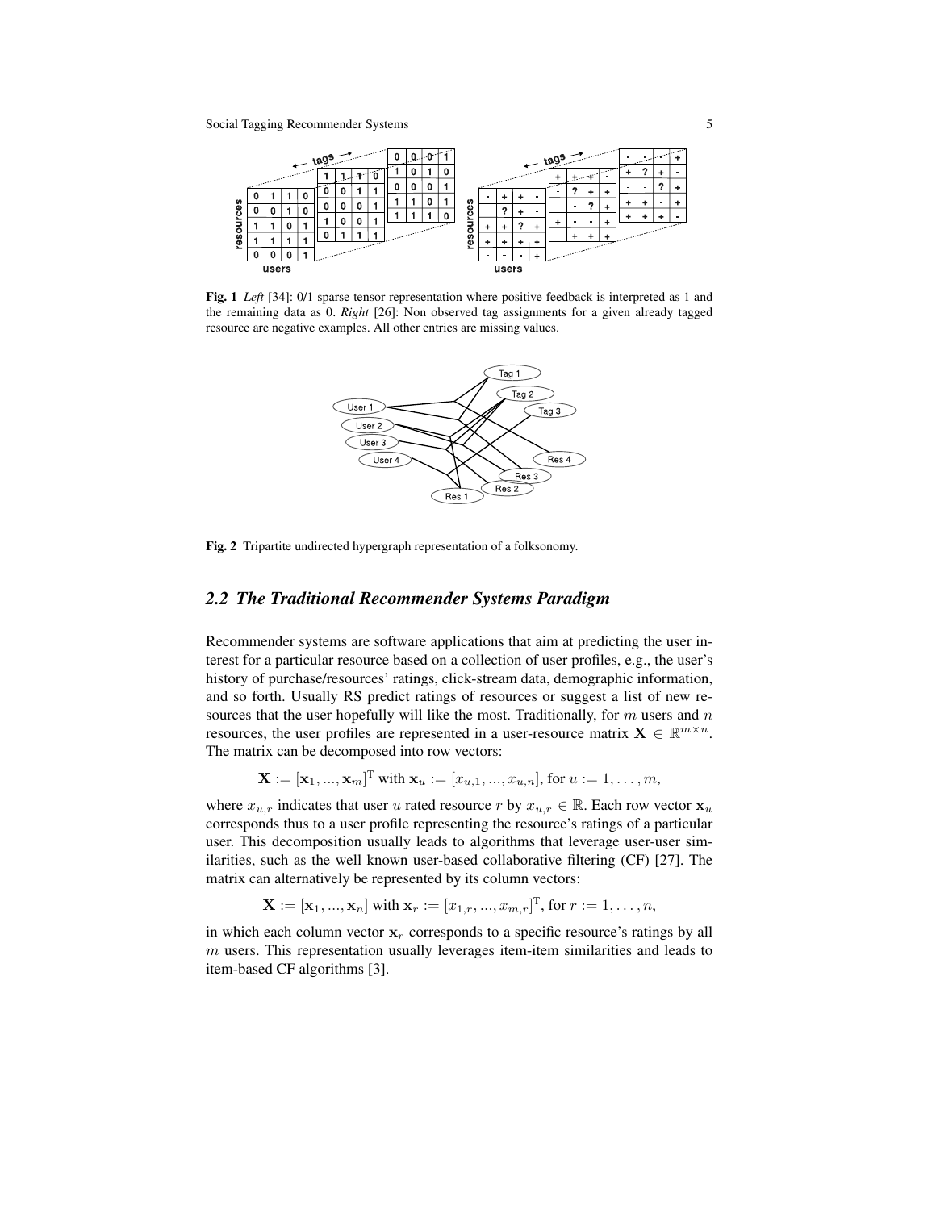Fig. 1 *Left* [34]: 0/1 sparse tensor representation where positive feedback is interpreted as 1 and the remaining data as 0. *Right* [26]: Non observed tag assignments for a given already tagged resource are negative examples. All other entries are missing values.

Fig. 2 Tripartite undirected hypergraph representation of a folksonomy.

## *2.2 The Traditional Recommender Systems Paradigm*

Recommender systems are software applications that aim at predicting the user interest for a particular resource based on a collection of user profiles, e.g., the user's history of purchase/resources' ratings, click-stream data, demographic information, and so forth. Usually RS predict ratings of resources or suggest a list of new resources that the user hopefully will like the most. Traditionally, for $m$ users and $n$ resources, the user profiles are represented in a user-resource matrix $\mathbf{X} \in \mathbb{R}^{m \times n}$. The matrix can be decomposed into row vectors:

$$\mathbf{X} := [\mathbf{x}_1, ..., \mathbf{x}_m]^{\mathrm{T}} \text{ with } \mathbf{x}_u := [x_{u,1}, ..., x_{u,n}], \text{ for } u := 1, \dots, m,$$

where $x_{u,r}$ indicates that user $u$ rated resource $r$ by $x_{u,r} \in \mathbb{R}$. Each row vector $\mathbf{x}_u$ corresponds thus to a user profile representing the resource's ratings of a particular user. This decomposition usually leads to algorithms that leverage user-user similarities, such as the well known user-based collaborative filtering (CF) [27]. The matrix can alternatively be represented by its column vectors:

$$\mathbf{X} := [\mathbf{x}_1, ..., \mathbf{x}_n] \text{ with } \mathbf{x}_r := [x_{1,r}, ..., x_{m,r}]^{\mathrm{T}}, \text{ for } r := 1, \dots, n,$$

in which each column vector $\mathbf{x}_r$ corresponds to a specific resource's ratings by all $m$ users. This representation usually leverages item-item similarities and leads to item-based CF algorithms [3].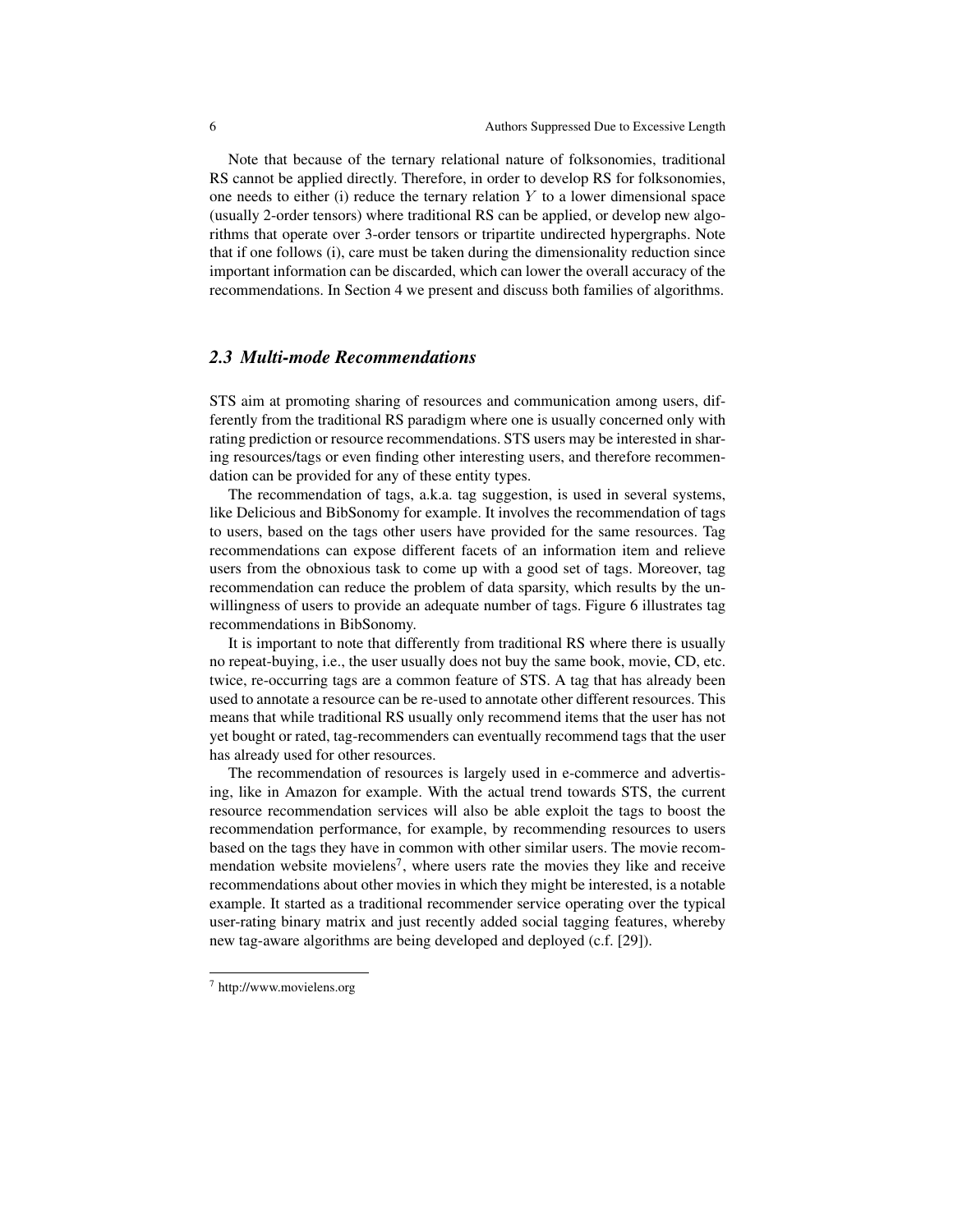Note that because of the ternary relational nature of folksonomies, traditional RS cannot be applied directly. Therefore, in order to develop RS for folksonomies, one needs to either (i) reduce the ternary relation $Y$ to a lower dimensional space (usually 2-order tensors) where traditional RS can be applied, or develop new algorithms that operate over 3-order tensors or tripartite undirected hypergraphs. Note that if one follows (i), care must be taken during the dimensionality reduction since important information can be discarded, which can lower the overall accuracy of the recommendations. In Section 4 we present and discuss both families of algorithms.

### 2.3 Multi-mode Recommendations

STS aim at promoting sharing of resources and communication among users, differently from the traditional RS paradigm where one is usually concerned only with rating prediction or resource recommendations. STS users may be interested in sharing resources/tags or even finding other interesting users, and therefore recommendation can be provided for any of these entity types.

The recommendation of tags, a.k.a. tag suggestion, is used in several systems, like Delicious and BibSonomy for example. It involves the recommendation of tags to users, based on the tags other users have provided for the same resources. Tag recommendations can expose different facets of an information item and relieve users from the obnoxious task to come up with a good set of tags. Moreover, tag recommendation can reduce the problem of data sparsity, which results by the unwillingness of users to provide an adequate number of tags. Figure 6 illustrates tag recommendations in BibSonomy.

It is important to note that differently from traditional RS where there is usually no repeat-buying, i.e., the user usually does not buy the same book, movie, CD, etc. twice, re-occurring tags are a common feature of STS. A tag that has already been used to annotate a resource can be re-used to annotate other different resources. This means that while traditional RS usually only recommend items that the user has not yet bought or rated, tag-recommenders can eventually recommend tags that the user has already used for other resources.

The recommendation of resources is largely used in e-commerce and advertising, like in Amazon for example. With the actual trend towards STS, the current resource recommendation services will also be able exploit the tags to boost the recommendation performance, for example, by recommending resources to users based on the tags they have in common with other similar users. The movie recommendation website movielens[7], where users rate the movies they like and receive recommendations about other movies in which they might be interested, is a notable example. It started as a traditional recommender service operating over the typical user-rating binary matrix and just recently added social tagging features, whereby new tag-aware algorithms are being developed and deployed (c.f. [29]).

[7] http://www.movielens.org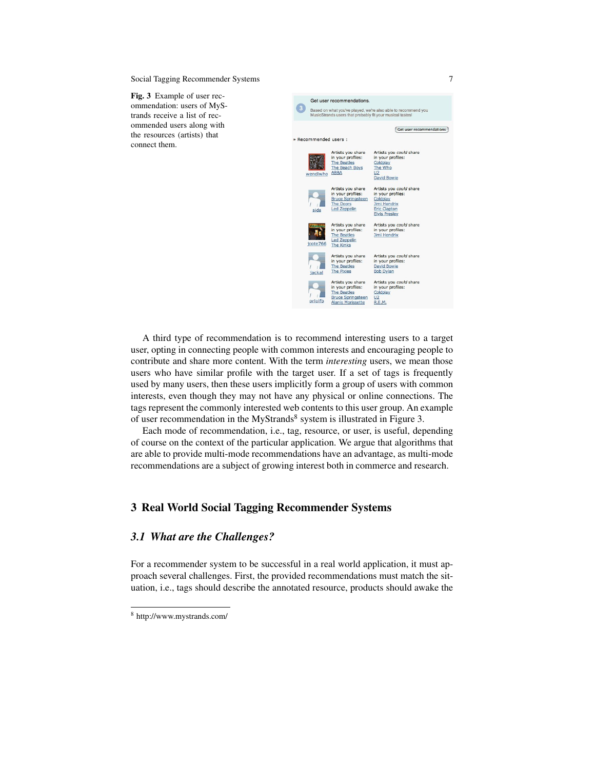**Fig. 3** Example of user recommendation: users of MyStrands receive a list of recommended users along with the resources (artists) that connect them.

A third type of recommendation is to recommend interesting users to a target user, opting in connecting people with common interests and encouraging people to contribute and share more content. With the term *interesting* users, we mean those users who have similar profile with the target user. If a set of tags is frequently used by many users, then these users implicitly form a group of users with common interests, even though they may not have any physical or online connections. The tags represent the commonly interested web contents to this user group. An example of user recommendation in the MyStrands[8] system is illustrated in Figure 3.

Each mode of recommendation, i.e., tag, resource, or user, is useful, depending of course on the context of the particular application. We argue that algorithms that are able to provide multi-mode recommendations have an advantage, as multi-mode recommendations are a subject of growing interest both in commerce and research.

## 3 Real World Social Tagging Recommender Systems

### 3.1 What are the Challenges?

For a recommender system to be successful in a real world application, it must approach several challenges. First, the provided recommendations must match the situation, i.e., tags should describe the annotated resource, products should awake the

[8] http://www.mystrands.com/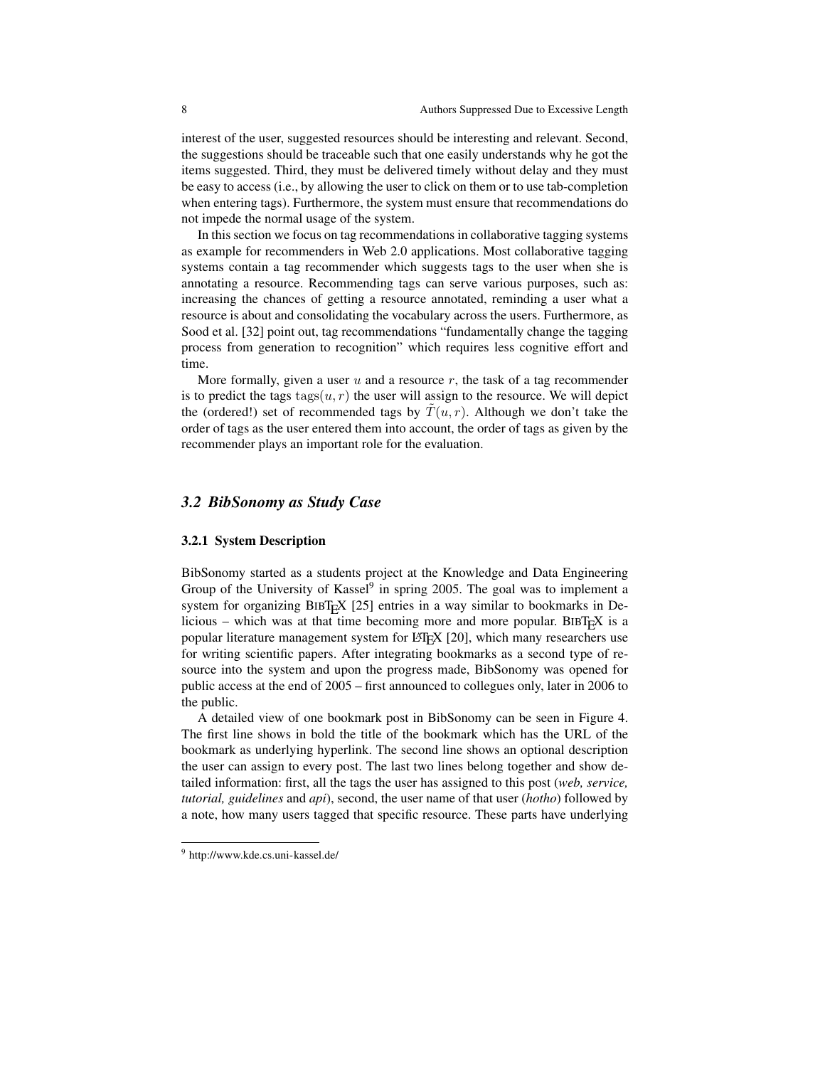interest of the user, suggested resources should be interesting and relevant. Second, the suggestions should be traceable such that one easily understands why he got the items suggested. Third, they must be delivered timely without delay and they must be easy to access (i.e., by allowing the user to click on them or to use tab-completion when entering tags). Furthermore, the system must ensure that recommendations do not impede the normal usage of the system.

In this section we focus on tag recommendations in collaborative tagging systems as example for recommenders in Web 2.0 applications. Most collaborative tagging systems contain a tag recommender which suggests tags to the user when she is annotating a resource. Recommending tags can serve various purposes, such as: increasing the chances of getting a resource annotated, reminding a user what a resource is about and consolidating the vocabulary across the users. Furthermore, as Sood et al. [32] point out, tag recommendations "fundamentally change the tagging process from generation to recognition" which requires less cognitive effort and time.

More formally, given a user $u$ and a resource $r$, the task of a tag recommender is to predict the tags $\mathrm{tags}(u, r)$ the user will assign to the resource. We will depict the (ordered!) set of recommended tags by $\tilde{T}(u, r)$. Although we don't take the order of tags as the user entered them into account, the order of tags as given by the recommender plays an important role for the evaluation.

## *3.2 BibSonomy as Study Case*

### 3.2.1 System Description

BibSonomy started as a students project at the Knowledge and Data Engineering Group of the University of Kassel[9] in spring 2005. The goal was to implement a system for organizing BIBTEX [25] entries in a way similar to bookmarks in Delicious – which was at that time becoming more and more popular. BIBTEX is a popular literature management system for LATEX [20], which many researchers use for writing scientific papers. After integrating bookmarks as a second type of resource into the system and upon the progress made, BibSonomy was opened for public access at the end of 2005 – first announced to collegues only, later in 2006 to the public.

A detailed view of one bookmark post in BibSonomy can be seen in Figure 4. The first line shows in bold the title of the bookmark which has the URL of the bookmark as underlying hyperlink. The second line shows an optional description the user can assign to every post. The last two lines belong together and show detailed information: first, all the tags the user has assigned to this post (*web, service, tutorial, guidelines* and *api*), second, the user name of that user (*hotho*) followed by a note, how many users tagged that specific resource. These parts have underlying

[9] http://www.kde.cs.uni-kassel.de/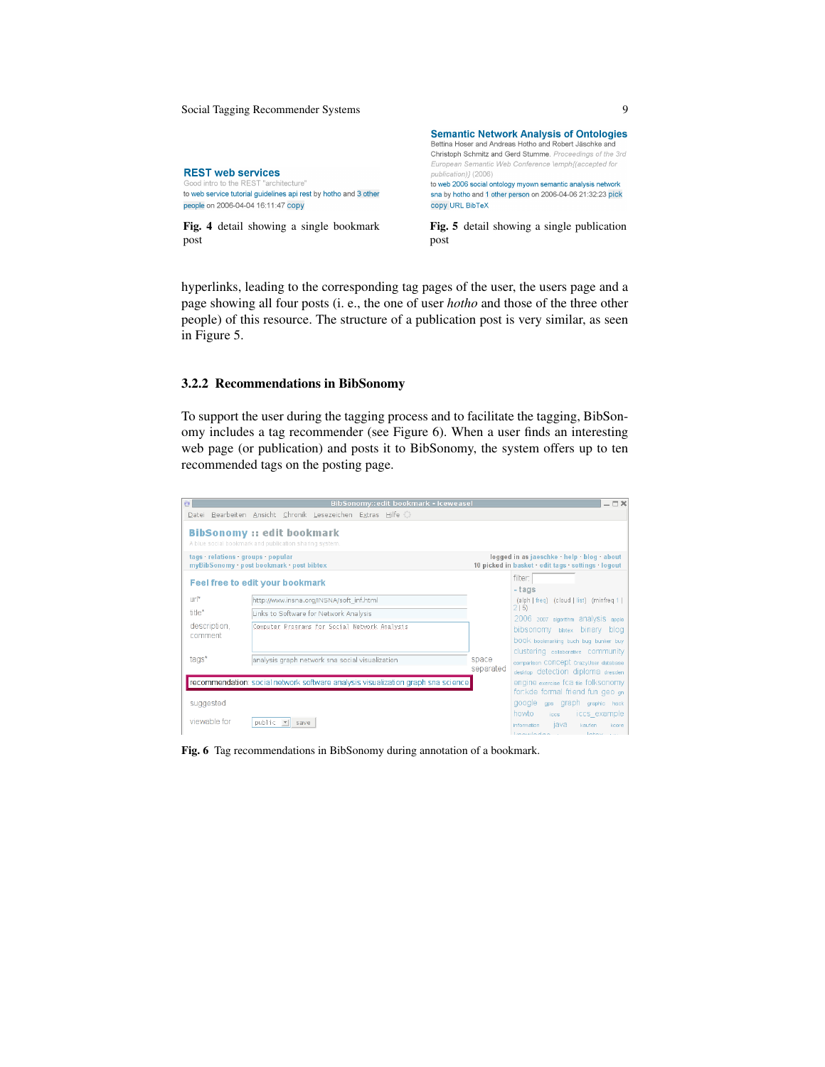**REST web services**
Good intro to the REST "architecture"
to web service tutorial guidelines api rest by hotho and 3 other people on 2006-04-04 16:11:47 copy

**Fig. 4** detail showing a single bookmark post

**Semantic Network Analysis of Ontologies**
Bettina Hoser and Andreas Hotho and Robert Jäschke and Christoph Schmitz and Gerd Stumme. *Proceedings of the 3rd European Semantic Web Conference \emph{(accepted for publication)}* (2006)
to web 2006 social ontology myown semantic analysis network sna by hotho and 1 other person on 2006-04-06 21:32:23 pick copy URL BibTeX

**Fig. 5** detail showing a single publication post

hyperlinks, leading to the corresponding tag pages of the user, the users page and a page showing all four posts (i. e., the one of user *hotho* and those of the three other people) of this resource. The structure of a publication post is very similar, as seen in Figure 5.

### 3.2.2 Recommendations in BibSonomy

To support the user during the tagging process and to facilitate the tagging, BibSonomy includes a tag recommender (see Figure 6). When a user finds an interesting web page (or publication) and posts it to BibSonomy, the system offers up to ten recommended tags on the posting page.

**Fig. 6** Tag recommendations in BibSonomy during annotation of a bookmark.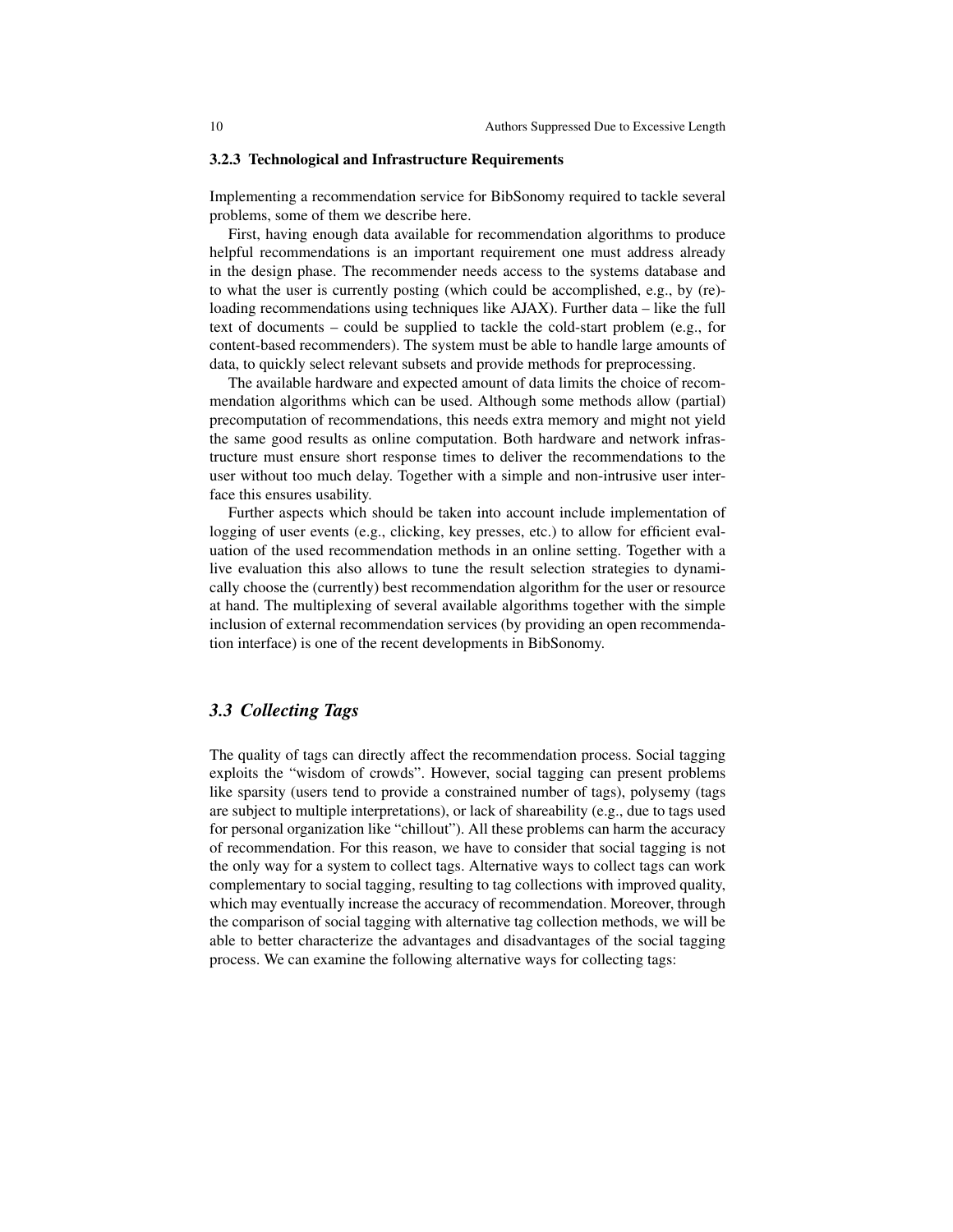#### 3.2.3 Technological and Infrastructure Requirements

Implementing a recommendation service for BibSonomy required to tackle several problems, some of them we describe here.

First, having enough data available for recommendation algorithms to produce helpful recommendations is an important requirement one must address already in the design phase. The recommender needs access to the systems database and to what the user is currently posting (which could be accomplished, e.g., by (re)-loading recommendations using techniques like AJAX). Further data – like the full text of documents – could be supplied to tackle the cold-start problem (e.g., for content-based recommenders). The system must be able to handle large amounts of data, to quickly select relevant subsets and provide methods for preprocessing.

The available hardware and expected amount of data limits the choice of recommendation algorithms which can be used. Although some methods allow (partial) precomputation of recommendations, this needs extra memory and might not yield the same good results as online computation. Both hardware and network infrastructure must ensure short response times to deliver the recommendations to the user without too much delay. Together with a simple and non-intrusive user interface this ensures usability.

Further aspects which should be taken into account include implementation of logging of user events (e.g., clicking, key presses, etc.) to allow for efficient evaluation of the used recommendation methods in an online setting. Together with a live evaluation this also allows to tune the result selection strategies to dynamically choose the (currently) best recommendation algorithm for the user or resource at hand. The multiplexing of several available algorithms together with the simple inclusion of external recommendation services (by providing an open recommendation interface) is one of the recent developments in BibSonomy.

### *3.3 Collecting Tags*

The quality of tags can directly affect the recommendation process. Social tagging exploits the "wisdom of crowds". However, social tagging can present problems like sparsity (users tend to provide a constrained number of tags), polysemy (tags are subject to multiple interpretations), or lack of shareability (e.g., due to tags used for personal organization like "chillout"). All these problems can harm the accuracy of recommendation. For this reason, we have to consider that social tagging is not the only way for a system to collect tags. Alternative ways to collect tags can work complementary to social tagging, resulting to tag collections with improved quality, which may eventually increase the accuracy of recommendation. Moreover, through the comparison of social tagging with alternative tag collection methods, we will be able to better characterize the advantages and disadvantages of the social tagging process. We can examine the following alternative ways for collecting tags: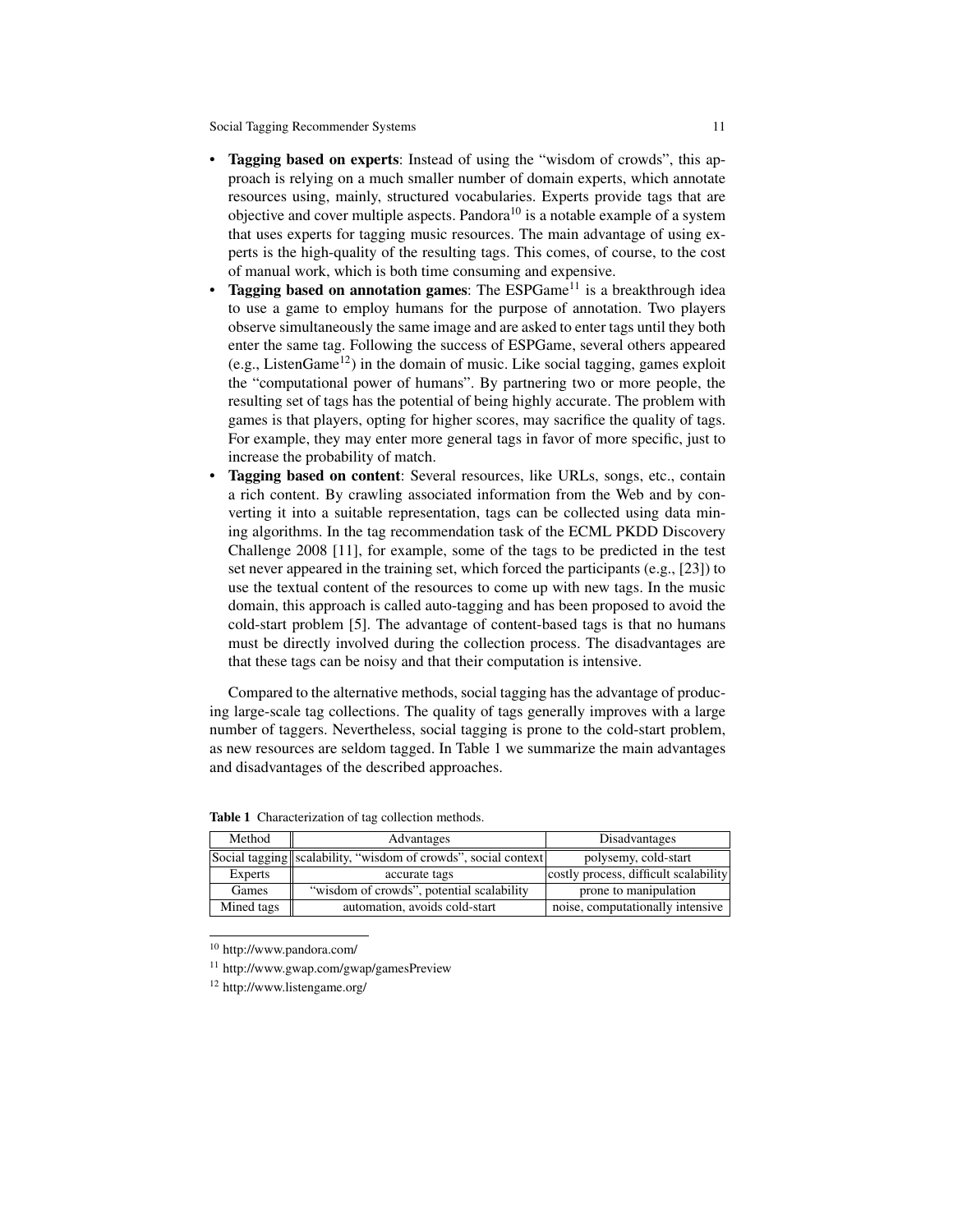- **Tagging based on experts**: Instead of using the "wisdom of crowds", this approach is relying on a much smaller number of domain experts, which annotate resources using, mainly, structured vocabularies. Experts provide tags that are objective and cover multiple aspects. Pandora[10] is a notable example of a system that uses experts for tagging music resources. The main advantage of using experts is the high-quality of the resulting tags. This comes, of course, to the cost of manual work, which is both time consuming and expensive.
- **Tagging based on annotation games**: The ESPGame[11] is a breakthrough idea to use a game to employ humans for the purpose of annotation. Two players observe simultaneously the same image and are asked to enter tags until they both enter the same tag. Following the success of ESPGame, several others appeared (e.g., ListenGame[12]) in the domain of music. Like social tagging, games exploit the "computational power of humans". By partnering two or more people, the resulting set of tags has the potential of being highly accurate. The problem with games is that players, opting for higher scores, may sacrifice the quality of tags. For example, they may enter more general tags in favor of more specific, just to increase the probability of match.
- **Tagging based on content**: Several resources, like URLs, songs, etc., contain a rich content. By crawling associated information from the Web and by converting it into a suitable representation, tags can be collected using data mining algorithms. In the tag recommendation task of the ECML PKDD Discovery Challenge 2008 [11], for example, some of the tags to be predicted in the test set never appeared in the training set, which forced the participants (e.g., [23]) to use the textual content of the resources to come up with new tags. In the music domain, this approach is called auto-tagging and has been proposed to avoid the cold-start problem [5]. The advantage of content-based tags is that no humans must be directly involved during the collection process. The disadvantages are that these tags can be noisy and that their computation is intensive.

Compared to the alternative methods, social tagging has the advantage of producing large-scale tag collections. The quality of tags generally improves with a large number of taggers. Nevertheless, social tagging is prone to the cold-start problem, as new resources are seldom tagged. In Table 1 we summarize the main advantages and disadvantages of the described approaches.

**Table 1** Characterization of tag collection methods.

| Method | Advantages | Disadvantages |
|---|---|---|
| Social tagging | scalability, "wisdom of crowds", social context | polysemy, cold-start |
| Experts | accurate tags | costly process, difficult scalability |
| Games | "wisdom of crowds", potential scalability | prone to manipulation |
| Mined tags | automation, avoids cold-start | noise, computationally intensive |

[10] http://www.pandora.com/

[11] http://www.gwap.com/gwap/gamesPreview

[12] http://www.listengame.org/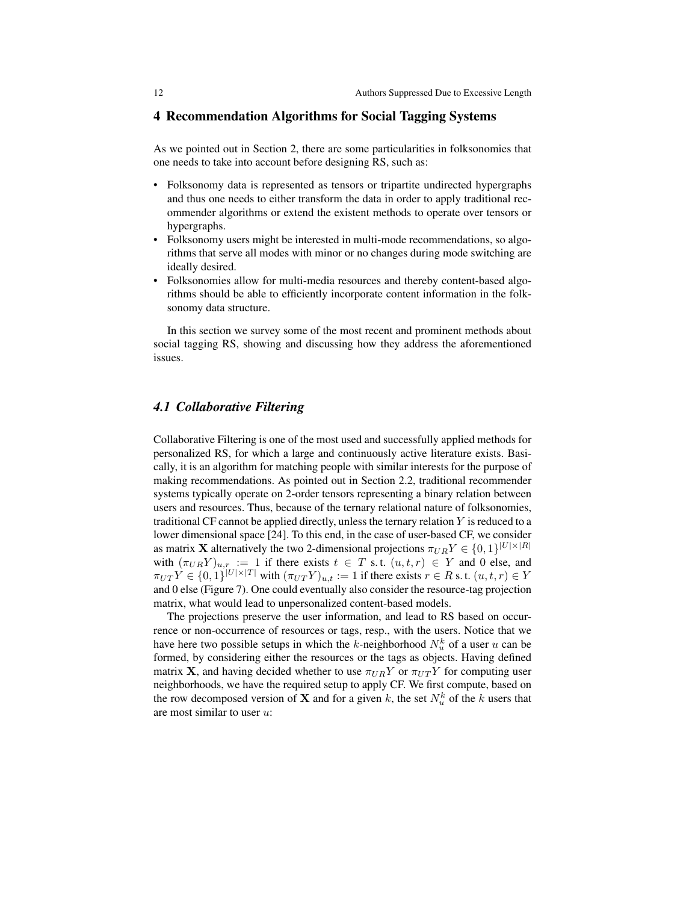## 4 Recommendation Algorithms for Social Tagging Systems

As we pointed out in Section 2, there are some particularities in folksonomies that one needs to take into account before designing RS, such as:

- Folksonomy data is represented as tensors or tripartite undirected hypergraphs and thus one needs to either transform the data in order to apply traditional recommender algorithms or extend the existent methods to operate over tensors or hypergraphs.
- Folksonomy users might be interested in multi-mode recommendations, so algorithms that serve all modes with minor or no changes during mode switching are ideally desired.
- Folksonomies allow for multi-media resources and thereby content-based algorithms should be able to efficiently incorporate content information in the folksonomy data structure.

In this section we survey some of the most recent and prominent methods about social tagging RS, showing and discussing how they address the aforementioned issues.

### *4.1 Collaborative Filtering*

Collaborative Filtering is one of the most used and successfully applied methods for personalized RS, for which a large and continuously active literature exists. Basically, it is an algorithm for matching people with similar interests for the purpose of making recommendations. As pointed out in Section 2.2, traditional recommender systems typically operate on 2-order tensors representing a binary relation between users and resources. Thus, because of the ternary relational nature of folksonomies, traditional CF cannot be applied directly, unless the ternary relation $Y$ is reduced to a lower dimensional space [24]. To this end, in the case of user-based CF, we consider as matrix $\mathbf{X}$ alternatively the two 2-dimensional projections $\pi_{UR}Y \in \{0,1\}^{|U|\times|R|}$ with $(\pi_{UR}Y)_{u,r} := 1$ if there exists $t \in T$ s. t. $(u,t,r) \in Y$ and 0 else, and $\pi_{UT}Y \in \{0,1\}^{|U|\times|T|}$ with $(\pi_{UT}Y)_{u,t} := 1$ if there exists $r \in R$ s. t. $(u,t,r) \in Y$ and 0 else (Figure 7). One could eventually also consider the resource-tag projection matrix, what would lead to unpersonalized content-based models.

The projections preserve the user information, and lead to RS based on occurrence or non-occurrence of resources or tags, resp., with the users. Notice that we have here two possible setups in which the $k$-neighborhood $N_u^k$ of a user $u$ can be formed, by considering either the resources or the tags as objects. Having defined matrix $\mathbf{X}$, and having decided whether to use $\pi_{UR}Y$ or $\pi_{UT}Y$ for computing user neighborhoods, we have the required setup to apply CF. We first compute, based on the row decomposed version of $\mathbf{X}$ and for a given $k$, the set $N_u^k$ of the $k$ users that are most similar to user $u$: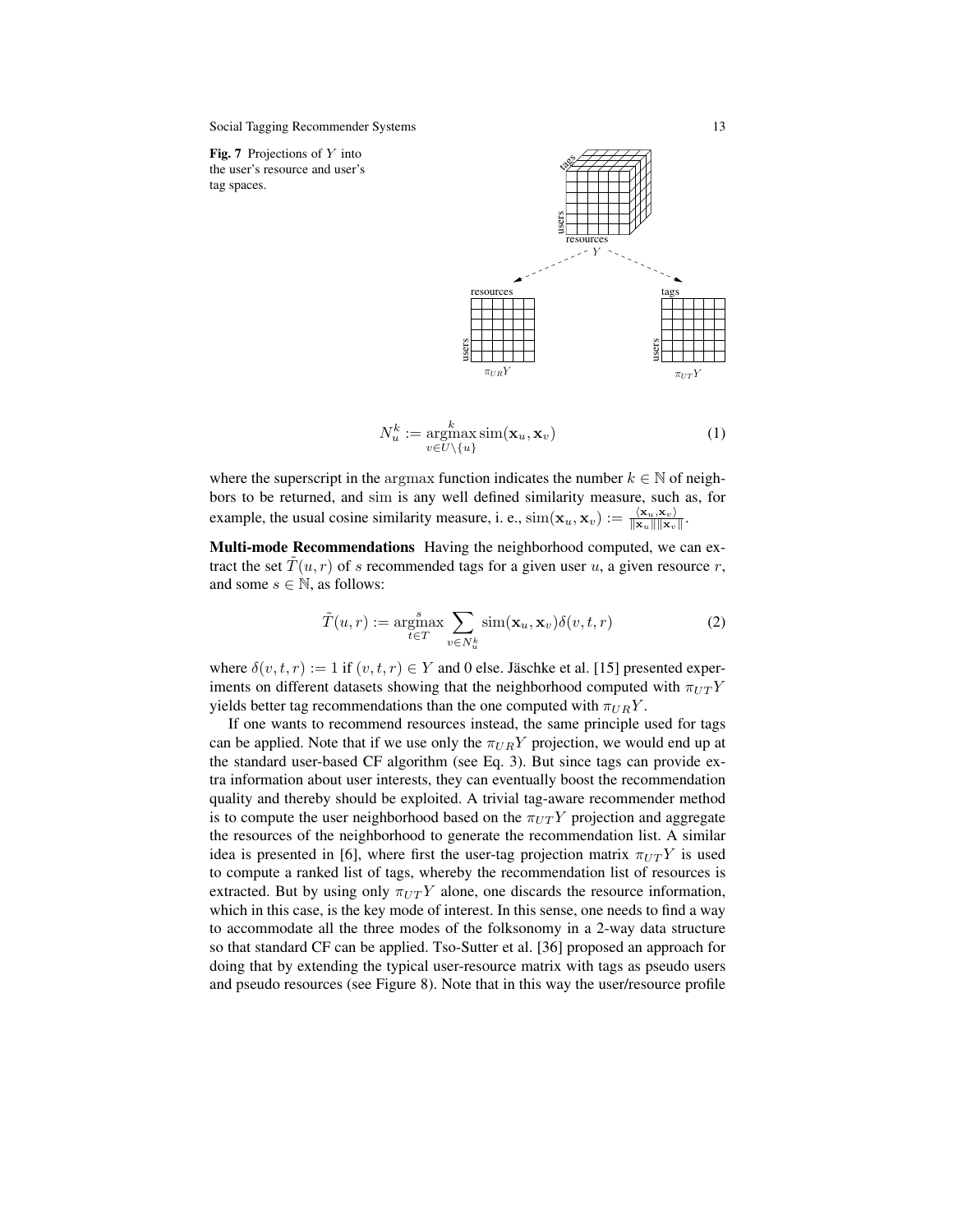**Fig. 7** Projections of $Y$ into the user's resource and user's tag spaces.

$$N_u^k := \underset{v \in U \setminus \{u\}}{\overset{k}{\operatorname{argmax}}} \operatorname{sim}(\mathbf{x}_u, \mathbf{x}_v) \tag{1}$$

where the superscript in the argmax function indicates the number $k \in \mathbb{N}$ of neighbors to be returned, and sim is any well defined similarity measure, such as, for example, the usual cosine similarity measure, i. e., $\operatorname{sim}(\mathbf{x}_u, \mathbf{x}_v) := \frac{\langle \mathbf{x}_u, \mathbf{x}_v \rangle}{\|\mathbf{x}_u\| \|\mathbf{x}_v\|}$.

**Multi-mode Recommendations** Having the neighborhood computed, we can extract the set $\tilde{T}(u,r)$ of $s$ recommended tags for a given user $u$, a given resource $r$, and some $s \in \mathbb{N}$, as follows:

$$\tilde{T}(u,r) := \underset{t \in T}{\overset{s}{\operatorname{argmax}}} \sum_{v \in N_u^k} \operatorname{sim}(\mathbf{x}_u, \mathbf{x}_v) \delta(v,t,r) \tag{2}$$

where $\delta(v,t,r) := 1$ if $(v,t,r) \in Y$ and 0 else. Jäschke et al. [15] presented experiments on different datasets showing that the neighborhood computed with $\pi_{UT}Y$ yields better tag recommendations than the one computed with $\pi_{UR}Y$.

If one wants to recommend resources instead, the same principle used for tags can be applied. Note that if we use only the $\pi_{UR}Y$ projection, we would end up at the standard user-based CF algorithm (see Eq. 3). But since tags can provide extra information about user interests, they can eventually boost the recommendation quality and thereby should be exploited. A trivial tag-aware recommender method is to compute the user neighborhood based on the $\pi_{UT}Y$ projection and aggregate the resources of the neighborhood to generate the recommendation list. A similar idea is presented in [6], where first the user-tag projection matrix $\pi_{UT}Y$ is used to compute a ranked list of tags, whereby the recommendation list of resources is extracted. But by using only $\pi_{UT}Y$ alone, one discards the resource information, which in this case, is the key mode of interest. In this sense, one needs to find a way to accommodate all the three modes of the folksonomy in a 2-way data structure so that standard CF can be applied. Tso-Sutter et al. [36] proposed an approach for doing that by extending the typical user-resource matrix with tags as pseudo users and pseudo resources (see Figure 8). Note that in this way the user/resource profile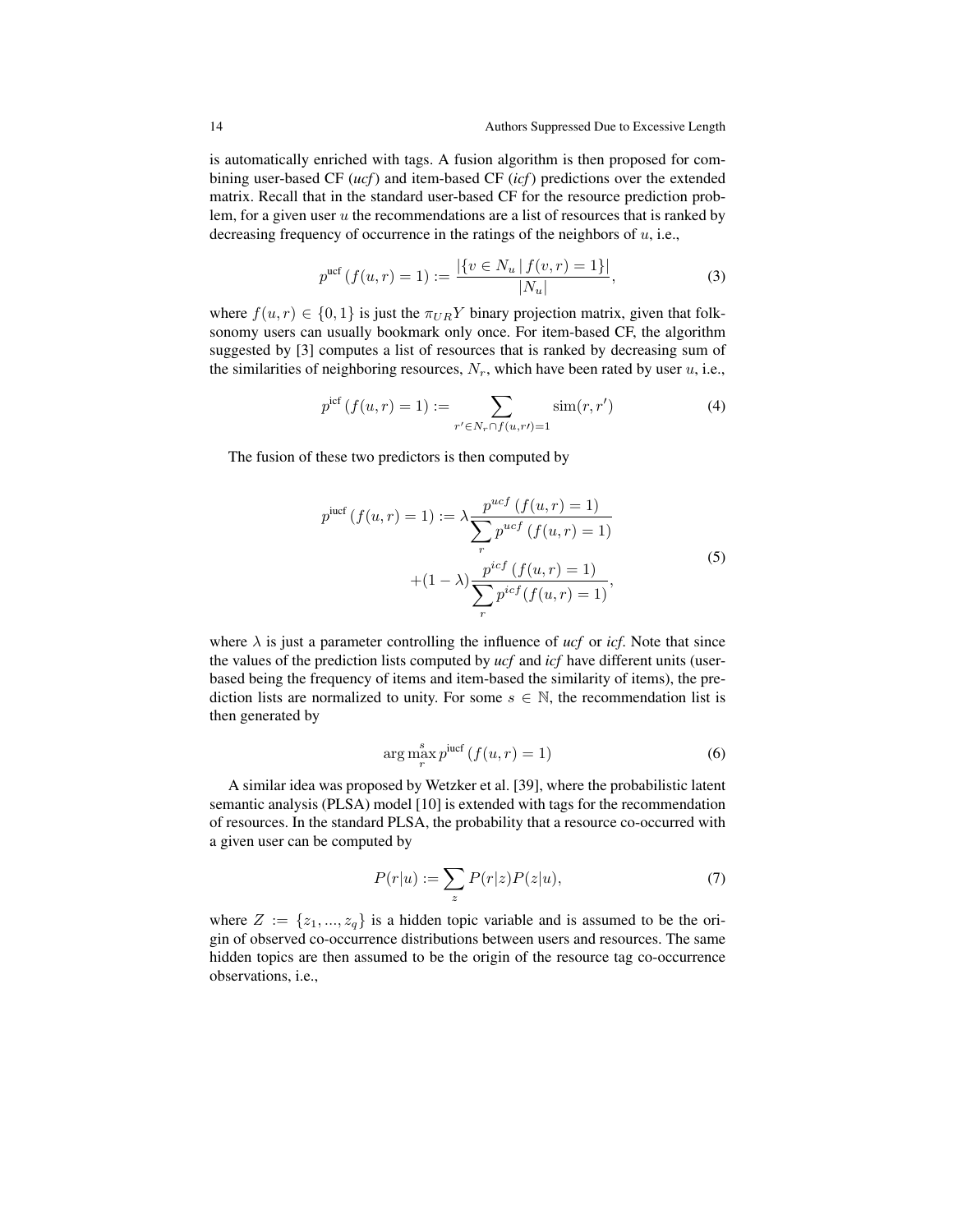is automatically enriched with tags. A fusion algorithm is then proposed for combining user-based CF (*ucf*) and item-based CF (*icf*) predictions over the extended matrix. Recall that in the standard user-based CF for the resource prediction problem, for a given user $u$ the recommendations are a list of resources that is ranked by decreasing frequency of occurrence in the ratings of the neighbors of $u$, i.e.,

$$p^{\text{ucf}}\left(f(u,r)=1\right) := \frac{|\{v \in N_u \mid f(v,r)=1\}|}{|N_u|}, \tag{3}$$

where $f(u,r) \in \{0,1\}$ is just the $\pi_{UR}Y$ binary projection matrix, given that folksonomy users can usually bookmark only once. For item-based CF, the algorithm suggested by [3] computes a list of resources that is ranked by decreasing sum of the similarities of neighboring resources, $N_r$, which have been rated by user $u$, i.e.,

$$p^{\text{icf}}\left(f(u,r)=1\right) := \sum_{r' \in N_r \cap f(u,r\prime)=1} \text{sim}(r,r') \tag{4}$$

The fusion of these two predictors is then computed by

$$\begin{aligned} p^{\text{iucf}}\left(f(u,r)=1\right) := \lambda \frac{p^{ucf}\left(f(u,r)=1\right)}{\sum\limits_{r} p^{ucf}\left(f(u,r)=1\right)} \\ +(1-\lambda)\frac{p^{icf}\left(f(u,r)=1\right)}{\sum\limits_{r} p^{icf}(f(u,r)=1)}, \end{aligned} \tag{5}$$

where $\lambda$ is just a parameter controlling the influence of *ucf* or *icf*. Note that since the values of the prediction lists computed by *ucf* and *icf* have different units (user-based being the frequency of items and item-based the similarity of items), the prediction lists are normalized to unity. For some $s \in \mathbb{N}$, the recommendation list is then generated by

$$\arg\max_{r}^{s} p^{\text{iucf}}\left(f(u,r)=1\right) \tag{6}$$

A similar idea was proposed by Wetzker et al. [39], where the probabilistic latent semantic analysis (PLSA) model [10] is extended with tags for the recommendation of resources. In the standard PLSA, the probability that a resource co-occurred with a given user can be computed by

$$P(r|u) := \sum_{z} P(r|z)P(z|u), \tag{7}$$

where $Z := \{z_1, ..., z_q\}$ is a hidden topic variable and is assumed to be the origin of observed co-occurrence distributions between users and resources. The same hidden topics are then assumed to be the origin of the resource tag co-occurrence observations, i.e.,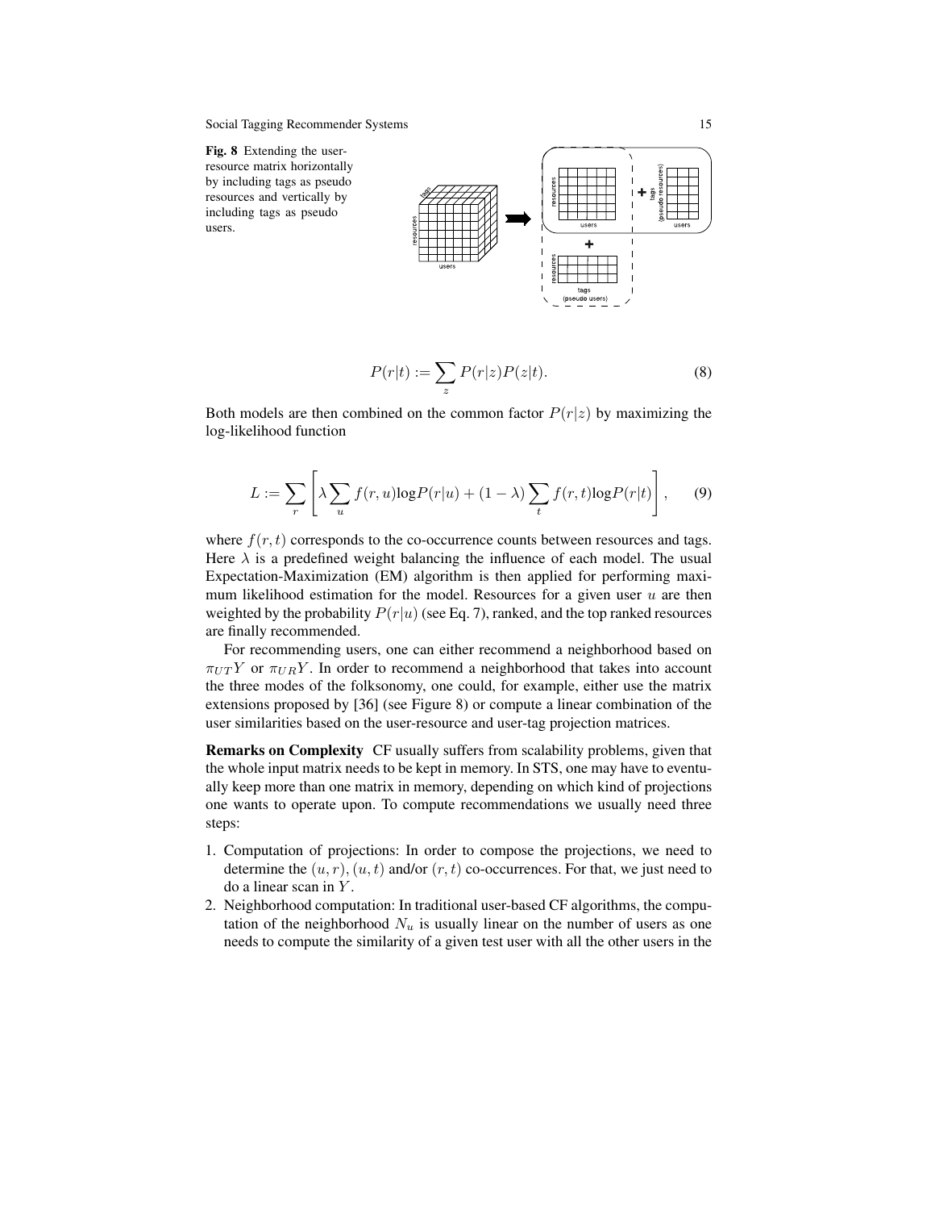Fig. 8 Extending the user-resource matrix horizontally by including tags as pseudo resources and vertically by including tags as pseudo users.

$$P(r|t) := \sum_{z} P(r|z)P(z|t). \tag{8}$$

Both models are then combined on the common factor $P(r|z)$ by maximizing the log-likelihood function

$$L := \sum_{r} \left[ \lambda \sum_{u} f(r,u) \log P(r|u) + (1-\lambda) \sum_{t} f(r,t) \log P(r|t) \right], \tag{9}$$

where $f(r,t)$ corresponds to the co-occurrence counts between resources and tags. Here $\lambda$ is a predefined weight balancing the influence of each model. The usual Expectation-Maximization (EM) algorithm is then applied for performing maximum likelihood estimation for the model. Resources for a given user $u$ are then weighted by the probability $P(r|u)$ (see Eq. 7), ranked, and the top ranked resources are finally recommended.

For recommending users, one can either recommend a neighborhood based on $\pi_{UT}Y$ or $\pi_{UR}Y$. In order to recommend a neighborhood that takes into account the three modes of the folksonomy, one could, for example, either use the matrix extensions proposed by [36] (see Figure 8) or compute a linear combination of the user similarities based on the user-resource and user-tag projection matrices.

**Remarks on Complexity** CF usually suffers from scalability problems, given that the whole input matrix needs to be kept in memory. In STS, one may have to eventually keep more than one matrix in memory, depending on which kind of projections one wants to operate upon. To compute recommendations we usually need three steps:

1. Computation of projections: In order to compose the projections, we need to determine the $(u,r)$, $(u,t)$ and/or $(r,t)$ co-occurrences. For that, we just need to do a linear scan in $Y$.
2. Neighborhood computation: In traditional user-based CF algorithms, the computation of the neighborhood $N_u$ is usually linear on the number of users as one needs to compute the similarity of a given test user with all the other users in the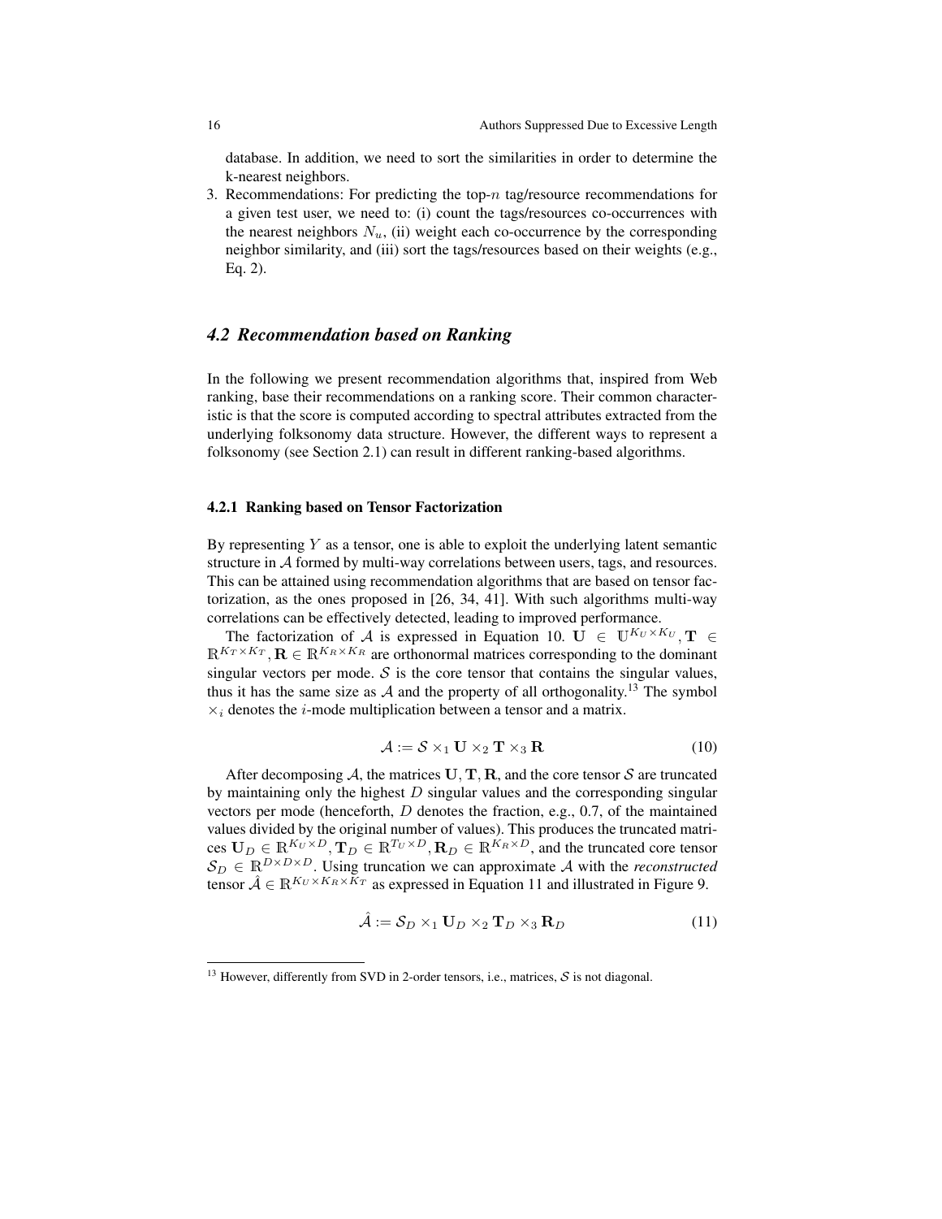database. In addition, we need to sort the similarities in order to determine the k-nearest neighbors.

3. Recommendations: For predicting the top-$n$ tag/resource recommendations for a given test user, we need to: (i) count the tags/resources co-occurrences with the nearest neighbors $N_u$, (ii) weight each co-occurrence by the corresponding neighbor similarity, and (iii) sort the tags/resources based on their weights (e.g., Eq. 2).

## *4.2 Recommendation based on Ranking*

In the following we present recommendation algorithms that, inspired from Web ranking, base their recommendations on a ranking score. Their common characteristic is that the score is computed according to spectral attributes extracted from the underlying folksonomy data structure. However, the different ways to represent a folksonomy (see Section 2.1) can result in different ranking-based algorithms.

### 4.2.1 Ranking based on Tensor Factorization

By representing $Y$ as a tensor, one is able to exploit the underlying latent semantic structure in $\mathcal{A}$ formed by multi-way correlations between users, tags, and resources. This can be attained using recommendation algorithms that are based on tensor factorization, as the ones proposed in [26, 34, 41]. With such algorithms multi-way correlations can be effectively detected, leading to improved performance.

The factorization of $\mathcal{A}$ is expressed in Equation 10. $\mathbf{U} \in \mathbb{U}^{K_U \times K_U}, \mathbf{T} \in \mathbb{R}^{K_T \times K_T}, \mathbf{R} \in \mathbb{R}^{K_R \times K_R}$ are orthonormal matrices corresponding to the dominant singular vectors per mode. $\mathcal{S}$ is the core tensor that contains the singular values, thus it has the same size as $\mathcal{A}$ and the property of all orthogonality.[13] The symbol $\times_i$ denotes the $i$-mode multiplication between a tensor and a matrix.

$$\mathcal{A} := \mathcal{S} \times_1 \mathbf{U} \times_2 \mathbf{T} \times_3 \mathbf{R} \tag{10}$$

After decomposing $\mathcal{A}$, the matrices $\mathbf{U}, \mathbf{T}, \mathbf{R}$, and the core tensor $\mathcal{S}$ are truncated by maintaining only the highest $D$ singular values and the corresponding singular vectors per mode (henceforth, $D$ denotes the fraction, e.g., 0.7, of the maintained values divided by the original number of values). This produces the truncated matrices $\mathbf{U}_D \in \mathbb{R}^{K_U \times D}, \mathbf{T}_D \in \mathbb{R}^{T_U \times D}, \mathbf{R}_D \in \mathbb{R}^{K_R \times D}$, and the truncated core tensor $\mathcal{S}_D \in \mathbb{R}^{D \times D \times D}$. Using truncation we can approximate $\mathcal{A}$ with the *reconstructed* tensor $\hat{\mathcal{A}} \in \mathbb{R}^{K_U \times K_R \times K_T}$ as expressed in Equation 11 and illustrated in Figure 9.

$$\hat{\mathcal{A}} := \mathcal{S}_D \times_1 \mathbf{U}_D \times_2 \mathbf{T}_D \times_3 \mathbf{R}_D \tag{11}$$

[13] However, differently from SVD in 2-order tensors, i.e., matrices, $\mathcal{S}$ is not diagonal.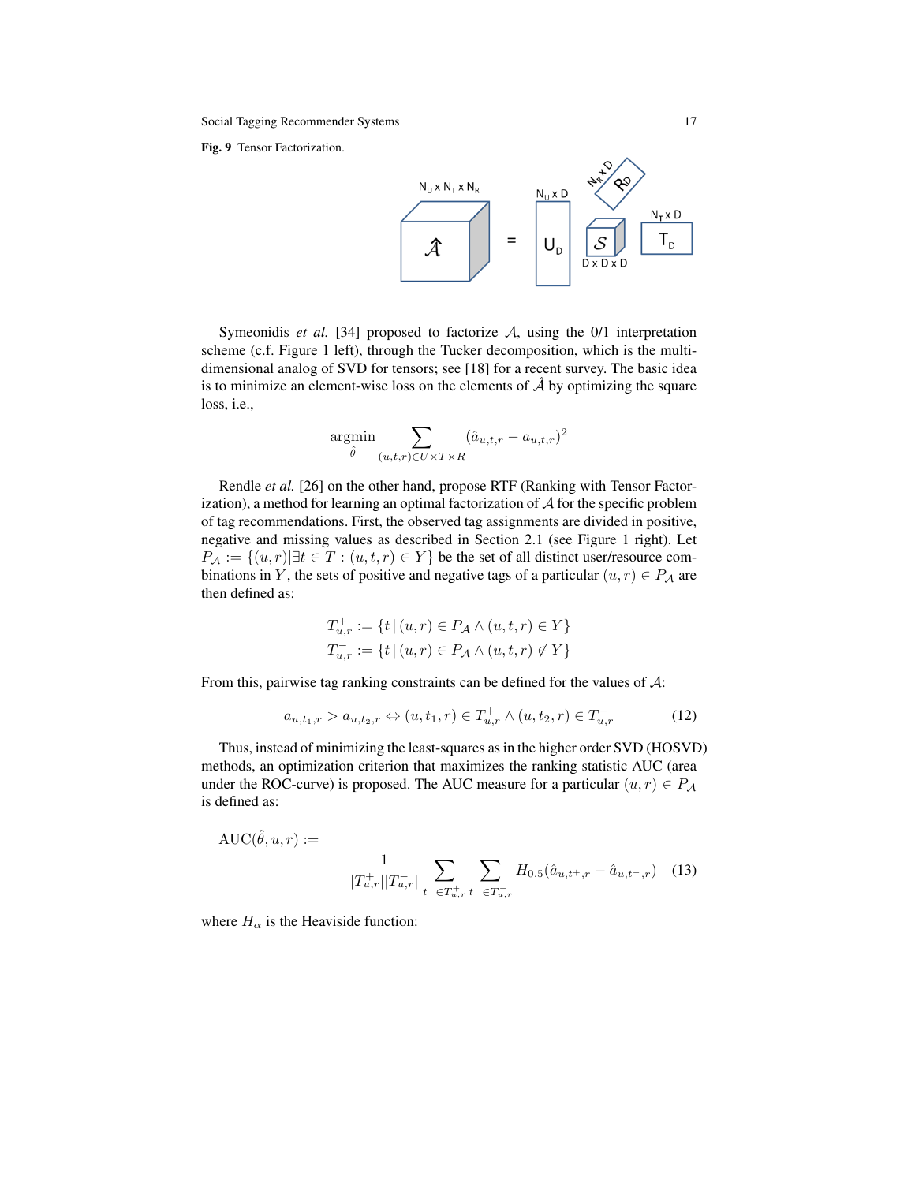**Fig. 9** Tensor Factorization.

Symeonidis *et al.* [34] proposed to factorize $\mathcal{A}$, using the 0/1 interpretation scheme (c.f. Figure 1 left), through the Tucker decomposition, which is the multi-dimensional analog of SVD for tensors; see [18] for a recent survey. The basic idea is to minimize an element-wise loss on the elements of $\hat{\mathcal{A}}$ by optimizing the square loss, i.e.,

$$\underset{\hat{\theta}}{\operatorname{argmin}} \sum_{(u,t,r)\in U\times T\times R} (\hat{a}_{u,t,r} - a_{u,t,r})^2$$

Rendle *et al.* [26] on the other hand, propose RTF (Ranking with Tensor Factorization), a method for learning an optimal factorization of $\mathcal{A}$ for the specific problem of tag recommendations. First, the observed tag assignments are divided in positive, negative and missing values as described in Section 2.1 (see Figure 1 right). Let $P_{\mathcal{A}} := \{(u,r) | \exists t \in T : (u,t,r) \in Y\}$ be the set of all distinct user/resource combinations in $Y$, the sets of positive and negative tags of a particular $(u,r) \in P_{\mathcal{A}}$ are then defined as:

$$T^{+}_{u,r} := \{t \,|\, (u,r) \in P_{\mathcal{A}} \wedge (u,t,r) \in Y\}$$
$$T^{-}_{u,r} := \{t \,|\, (u,r) \in P_{\mathcal{A}} \wedge (u,t,r) \notin Y\}$$

From this, pairwise tag ranking constraints can be defined for the values of $\mathcal{A}$:

$$a_{u,t_1,r} > a_{u,t_2,r} \Leftrightarrow (u,t_1,r) \in T^{+}_{u,r} \wedge (u,t_2,r) \in T^{-}_{u,r} \tag{12}$$

Thus, instead of minimizing the least-squares as in the higher order SVD (HOSVD) methods, an optimization criterion that maximizes the ranking statistic AUC (area under the ROC-curve) is proposed. The AUC measure for a particular $(u,r) \in P_{\mathcal{A}}$ is defined as:

$$\text{AUC}(\hat{\theta}, u, r) := \frac{1}{|T^{+}_{u,r}||T^{-}_{u,r}|} \sum_{t^{+}\in T^{+}_{u,r}} \sum_{t^{-}\in T^{-}_{u,r}} H_{0.5}(\hat{a}_{u,t^{+},r} - \hat{a}_{u,t^{-},r}) \tag{13}$$

where $H_\alpha$ is the Heaviside function: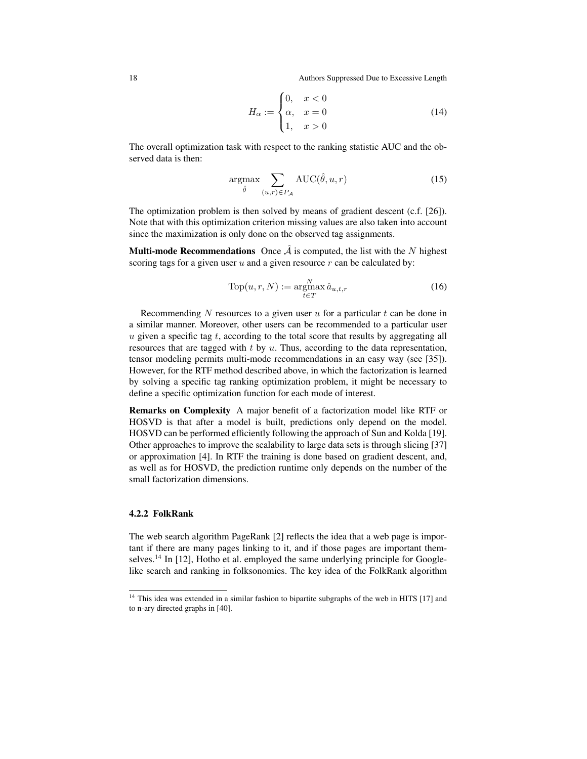$$H_\alpha := \begin{cases} 0, & x < 0 \\ \alpha, & x = 0 \\ 1, & x > 0 \end{cases} \tag{14}$$

The overall optimization task with respect to the ranking statistic AUC and the observed data is then:

$$\underset{\hat{\theta}}{\operatorname{argmax}} \sum_{(u,r) \in P_{\mathcal{A}}} \operatorname{AUC}(\hat{\theta}, u, r) \tag{15}$$

The optimization problem is then solved by means of gradient descent (c.f. [26]). Note that with this optimization criterion missing values are also taken into account since the maximization is only done on the observed tag assignments.

**Multi-mode Recommendations** Once $\hat{\mathcal{A}}$ is computed, the list with the $N$ highest scoring tags for a given user $u$ and a given resource $r$ can be calculated by:

$$\operatorname{Top}(u, r, N) := \underset{t \in T}{\overset{N}{\operatorname{argmax}}}\, \hat{a}_{u,t,r} \tag{16}$$

Recommending $N$ resources to a given user $u$ for a particular $t$ can be done in a similar manner. Moreover, other users can be recommended to a particular user $u$ given a specific tag $t$, according to the total score that results by aggregating all resources that are tagged with $t$ by $u$. Thus, according to the data representation, tensor modeling permits multi-mode recommendations in an easy way (see [35]). However, for the RTF method described above, in which the factorization is learned by solving a specific tag ranking optimization problem, it might be necessary to define a specific optimization function for each mode of interest.

**Remarks on Complexity** A major benefit of a factorization model like RTF or HOSVD is that after a model is built, predictions only depend on the model. HOSVD can be performed efficiently following the approach of Sun and Kolda [19]. Other approaches to improve the scalability to large data sets is through slicing [37] or approximation [4]. In RTF the training is done based on gradient descent, and, as well as for HOSVD, the prediction runtime only depends on the number of the small factorization dimensions.

### 4.2.2 FolkRank

The web search algorithm PageRank [2] reflects the idea that a web page is important if there are many pages linking to it, and if those pages are important themselves.[14] In [12], Hotho et al. employed the same underlying principle for Google-like search and ranking in folksonomies. The key idea of the FolkRank algorithm

[14] This idea was extended in a similar fashion to bipartite subgraphs of the web in HITS [17] and to n-ary directed graphs in [40].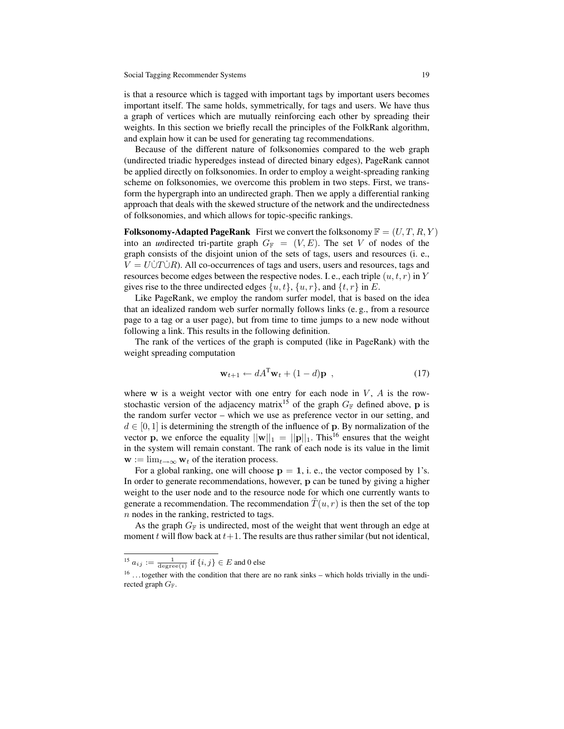is that a resource which is tagged with important tags by important users becomes important itself. The same holds, symmetrically, for tags and users. We have thus a graph of vertices which are mutually reinforcing each other by spreading their weights. In this section we briefly recall the principles of the FolkRank algorithm, and explain how it can be used for generating tag recommendations.

Because of the different nature of folksonomies compared to the web graph (undirected triadic hyperedges instead of directed binary edges), PageRank cannot be applied directly on folksonomies. In order to employ a weight-spreading ranking scheme on folksonomies, we overcome this problem in two steps. First, we transform the hypergraph into an undirected graph. Then we apply a differential ranking approach that deals with the skewed structure of the network and the undirectedness of folksonomies, and which allows for topic-specific rankings.

**Folksonomy-Adapted PageRank** First we convert the folksonomy $\mathbb{F} = (U, T, R, Y)$ into an *un*directed tri-partite graph $G_{\mathbb{F}} = (V, E)$. The set $V$ of nodes of the graph consists of the disjoint union of the sets of tags, users and resources (i. e., $V = U \dot{\cup} T \dot{\cup} R$). All co-occurrences of tags and users, users and resources, tags and resources become edges between the respective nodes. I. e., each triple $(u, t, r)$ in $Y$ gives rise to the three undirected edges $\{u, t\}$, $\{u, r\}$, and $\{t, r\}$ in $E$.

Like PageRank, we employ the random surfer model, that is based on the idea that an idealized random web surfer normally follows links (e. g., from a resource page to a tag or a user page), but from time to time jumps to a new node without following a link. This results in the following definition.

The rank of the vertices of the graph is computed (like in PageRank) with the weight spreading computation

$$\mathbf{w}_{t+1} \leftarrow dA^{\mathrm{T}}\mathbf{w}_t + (1-d)\mathbf{p} \ , \tag{17}$$

where $\mathbf{w}$ is a weight vector with one entry for each node in $V$, $A$ is the row-stochastic version of the adjacency matrix[15] of the graph $G_{\mathbb{F}}$ defined above, $\mathbf{p}$ is the random surfer vector – which we use as preference vector in our setting, and $d \in [0, 1]$ is determining the strength of the influence of $\mathbf{p}$. By normalization of the vector $\mathbf{p}$, we enforce the equality $||\mathbf{w}||_1 = ||\mathbf{p}||_1$. This[16] ensures that the weight in the system will remain constant. The rank of each node is its value in the limit $\mathbf{w} := \lim_{t\to\infty} \mathbf{w}_t$ of the iteration process.

For a global ranking, one will choose $\mathbf{p} = \mathbf{1}$, i. e., the vector composed by 1's. In order to generate recommendations, however, $\mathbf{p}$ can be tuned by giving a higher weight to the user node and to the resource node for which one currently wants to generate a recommendation. The recommendation $\tilde{T}(u, r)$ is then the set of the top $n$ nodes in the ranking, restricted to tags.

As the graph $G_{\mathbb{F}}$ is undirected, most of the weight that went through an edge at moment $t$ will flow back at $t+1$. The results are thus rather similar (but not identical,

---

[15] $a_{ij} := \frac{1}{\mathrm{degree}(i)}$ if $\{i, j\} \in E$ and 0 else

[16] ... together with the condition that there are no rank sinks – which holds trivially in the undirected graph $G_{\mathbb{F}}$.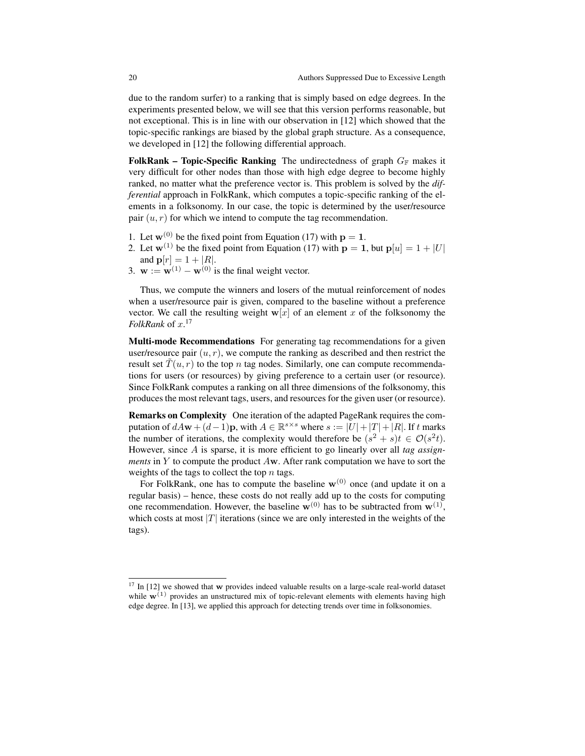due to the random surfer) to a ranking that is simply based on edge degrees. In the experiments presented below, we will see that this version performs reasonable, but not exceptional. This is in line with our observation in [12] which showed that the topic-specific rankings are biased by the global graph structure. As a consequence, we developed in [12] the following differential approach.

**FolkRank – Topic-Specific Ranking** The undirectedness of graph $G_{\mathbb{F}}$ makes it very difficult for other nodes than those with high edge degree to become highly ranked, no matter what the preference vector is. This problem is solved by the *differential* approach in FolkRank, which computes a topic-specific ranking of the elements in a folksonomy. In our case, the topic is determined by the user/resource pair $(u, r)$ for which we intend to compute the tag recommendation.

1. Let $\mathbf{w}^{(0)}$ be the fixed point from Equation (17) with $\mathbf{p} = \mathbf{1}$.
2. Let $\mathbf{w}^{(1)}$ be the fixed point from Equation (17) with $\mathbf{p} = \mathbf{1}$, but $\mathbf{p}[u] = 1 + |U|$ and $\mathbf{p}[r] = 1 + |R|$.
3. $\mathbf{w} := \mathbf{w}^{(1)} - \mathbf{w}^{(0)}$ is the final weight vector.

Thus, we compute the winners and losers of the mutual reinforcement of nodes when a user/resource pair is given, compared to the baseline without a preference vector. We call the resulting weight $\mathbf{w}[x]$ of an element $x$ of the folksonomy the *FolkRank* of $x$.[17]

**Multi-mode Recommendations** For generating tag recommendations for a given user/resource pair $(u, r)$, we compute the ranking as described and then restrict the result set $\tilde{T}(u, r)$ to the top $n$ tag nodes. Similarly, one can compute recommendations for users (or resources) by giving preference to a certain user (or resource). Since FolkRank computes a ranking on all three dimensions of the folksonomy, this produces the most relevant tags, users, and resources for the given user (or resource).

**Remarks on Complexity** One iteration of the adapted PageRank requires the computation of $dA\mathbf{w} + (d-1)\mathbf{p}$, with $A \in \mathbb{R}^{s \times s}$ where $s := |U| + |T| + |R|$. If $t$ marks the number of iterations, the complexity would therefore be $(s^2 + s)t \in \mathcal{O}(s^2 t)$. However, since $A$ is sparse, it is more efficient to go linearly over all *tag assignments* in $Y$ to compute the product $A\mathbf{w}$. After rank computation we have to sort the weights of the tags to collect the top $n$ tags.

For FolkRank, one has to compute the baseline $\mathbf{w}^{(0)}$ once (and update it on a regular basis) – hence, these costs do not really add up to the costs for computing one recommendation. However, the baseline $\mathbf{w}^{(0)}$ has to be subtracted from $\mathbf{w}^{(1)}$, which costs at most $|T|$ iterations (since we are only interested in the weights of the tags).

[17] In [12] we showed that $\mathbf{w}$ provides indeed valuable results on a large-scale real-world dataset while $\mathbf{w}^{(1)}$ provides an unstructured mix of topic-relevant elements with elements having high edge degree. In [13], we applied this approach for detecting trends over time in folksonomies.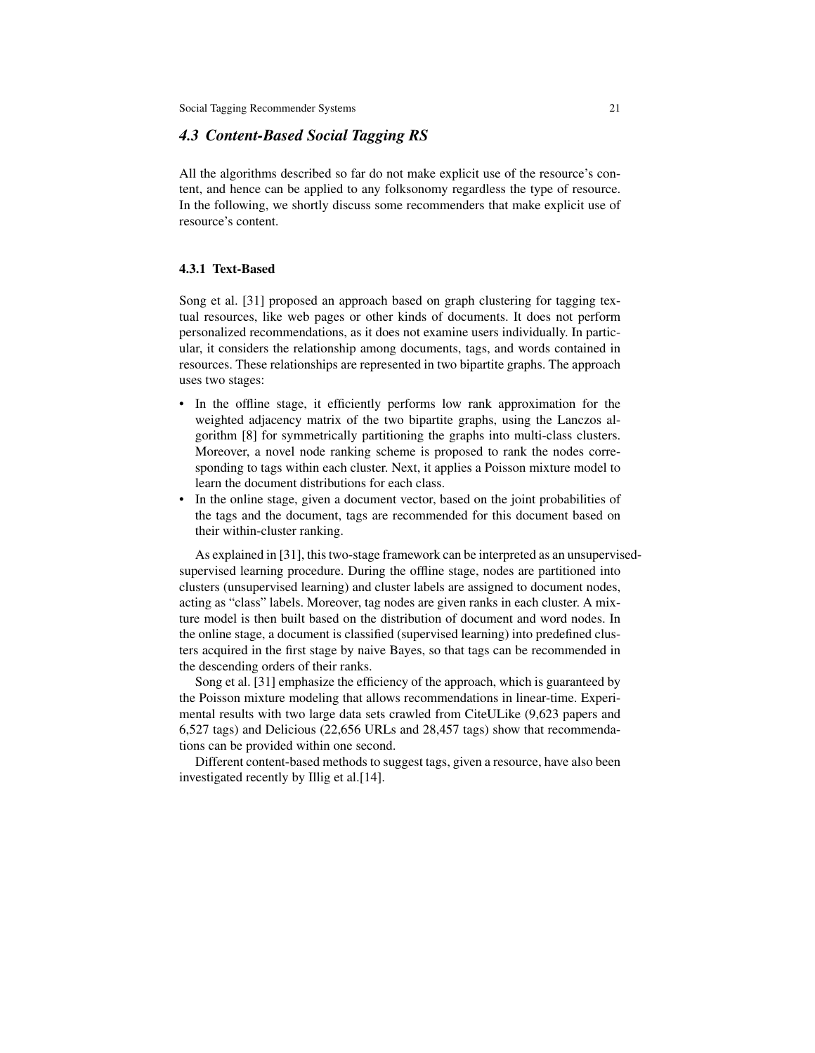### *4.3 Content-Based Social Tagging RS*

All the algorithms described so far do not make explicit use of the resource's content, and hence can be applied to any folksonomy regardless the type of resource. In the following, we shortly discuss some recommenders that make explicit use of resource's content.

#### 4.3.1 Text-Based

Song et al. [31] proposed an approach based on graph clustering for tagging textual resources, like web pages or other kinds of documents. It does not perform personalized recommendations, as it does not examine users individually. In particular, it considers the relationship among documents, tags, and words contained in resources. These relationships are represented in two bipartite graphs. The approach uses two stages:

- In the offline stage, it efficiently performs low rank approximation for the weighted adjacency matrix of the two bipartite graphs, using the Lanczos algorithm [8] for symmetrically partitioning the graphs into multi-class clusters. Moreover, a novel node ranking scheme is proposed to rank the nodes corresponding to tags within each cluster. Next, it applies a Poisson mixture model to learn the document distributions for each class.
- In the online stage, given a document vector, based on the joint probabilities of the tags and the document, tags are recommended for this document based on their within-cluster ranking.

As explained in [31], this two-stage framework can be interpreted as an unsupervised-supervised learning procedure. During the offline stage, nodes are partitioned into clusters (unsupervised learning) and cluster labels are assigned to document nodes, acting as "class" labels. Moreover, tag nodes are given ranks in each cluster. A mixture model is then built based on the distribution of document and word nodes. In the online stage, a document is classified (supervised learning) into predefined clusters acquired in the first stage by naive Bayes, so that tags can be recommended in the descending orders of their ranks.

Song et al. [31] emphasize the efficiency of the approach, which is guaranteed by the Poisson mixture modeling that allows recommendations in linear-time. Experimental results with two large data sets crawled from CiteULike (9,623 papers and 6,527 tags) and Delicious (22,656 URLs and 28,457 tags) show that recommendations can be provided within one second.

Different content-based methods to suggest tags, given a resource, have also been investigated recently by Illig et al.[14].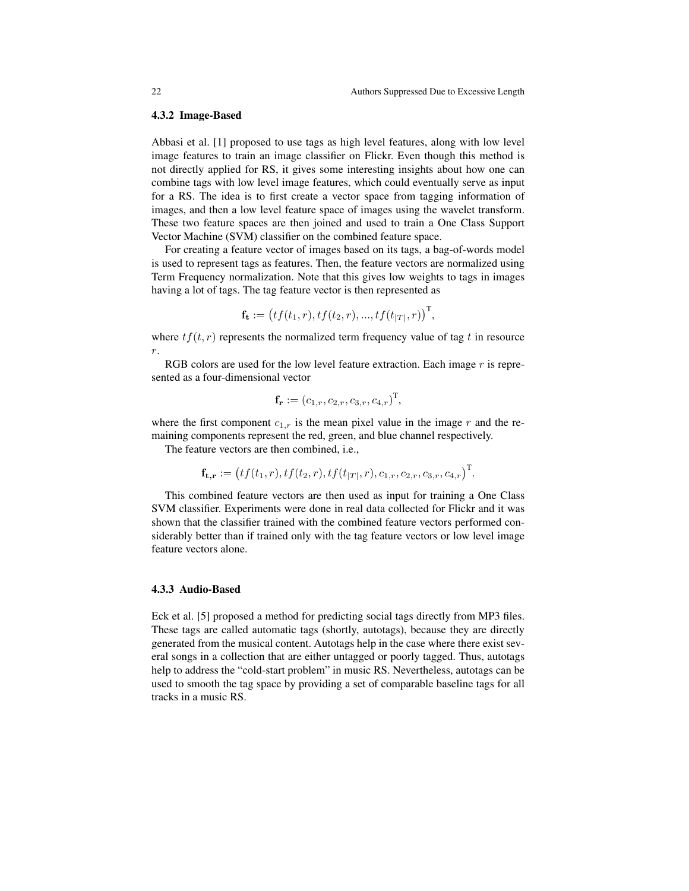### 4.3.2 Image-Based

Abbasi et al. [1] proposed to use tags as high level features, along with low level image features to train an image classifier on Flickr. Even though this method is not directly applied for RS, it gives some interesting insights about how one can combine tags with low level image features, which could eventually serve as input for a RS. The idea is to first create a vector space from tagging information of images, and then a low level feature space of images using the wavelet transform. These two feature spaces are then joined and used to train a One Class Support Vector Machine (SVM) classifier on the combined feature space.

For creating a feature vector of images based on its tags, a bag-of-words model is used to represent tags as features. Then, the feature vectors are normalized using Term Frequency normalization. Note that this gives low weights to tags in images having a lot of tags. The tag feature vector is then represented as

$$\mathbf{f_t} := \left(tf(t_1, r), tf(t_2, r), ..., tf(t_{|T|}, r)\right)^{\mathrm{T}},$$

where $tf(t, r)$ represents the normalized term frequency value of tag $t$ in resource $r$.

RGB colors are used for the low level feature extraction. Each image $r$ is represented as a four-dimensional vector

$$\mathbf{f_r} := (c_{1,r}, c_{2,r}, c_{3,r}, c_{4,r})^{\mathrm{T}},$$

where the first component $c_{1,r}$ is the mean pixel value in the image $r$ and the remaining components represent the red, green, and blue channel respectively.

The feature vectors are then combined, i.e.,

$$\mathbf{f_{t,r}} := \left(tf(t_1, r), tf(t_2, r), tf(t_{|T|}, r), c_{1,r}, c_{2,r}, c_{3,r}, c_{4,r}\right)^{\mathrm{T}}.$$

This combined feature vectors are then used as input for training a One Class SVM classifier. Experiments were done in real data collected for Flickr and it was shown that the classifier trained with the combined feature vectors performed considerably better than if trained only with the tag feature vectors or low level image feature vectors alone.

### 4.3.3 Audio-Based

Eck et al. [5] proposed a method for predicting social tags directly from MP3 files. These tags are called automatic tags (shortly, autotags), because they are directly generated from the musical content. Autotags help in the case where there exist several songs in a collection that are either untagged or poorly tagged. Thus, autotags help to address the "cold-start problem" in music RS. Nevertheless, autotags can be used to smooth the tag space by providing a set of comparable baseline tags for all tracks in a music RS.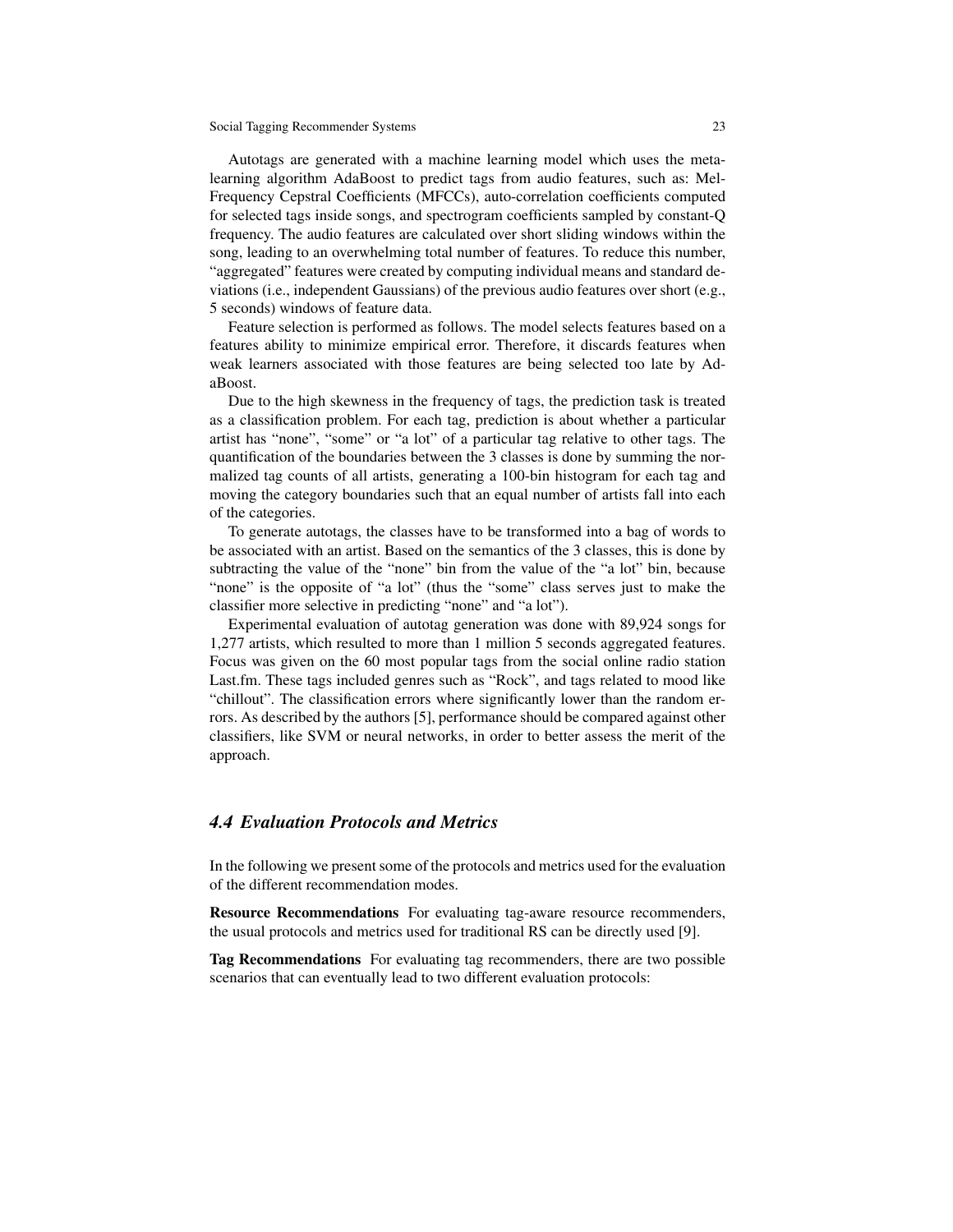Autotags are generated with a machine learning model which uses the meta-learning algorithm AdaBoost to predict tags from audio features, such as: Mel-Frequency Cepstral Coefficients (MFCCs), auto-correlation coefficients computed for selected tags inside songs, and spectrogram coefficients sampled by constant-Q frequency. The audio features are calculated over short sliding windows within the song, leading to an overwhelming total number of features. To reduce this number, "aggregated" features were created by computing individual means and standard deviations (i.e., independent Gaussians) of the previous audio features over short (e.g., 5 seconds) windows of feature data.

Feature selection is performed as follows. The model selects features based on a features ability to minimize empirical error. Therefore, it discards features when weak learners associated with those features are being selected too late by AdaBoost.

Due to the high skewness in the frequency of tags, the prediction task is treated as a classification problem. For each tag, prediction is about whether a particular artist has "none", "some" or "a lot" of a particular tag relative to other tags. The quantification of the boundaries between the 3 classes is done by summing the normalized tag counts of all artists, generating a 100-bin histogram for each tag and moving the category boundaries such that an equal number of artists fall into each of the categories.

To generate autotags, the classes have to be transformed into a bag of words to be associated with an artist. Based on the semantics of the 3 classes, this is done by subtracting the value of the "none" bin from the value of the "a lot" bin, because "none" is the opposite of "a lot" (thus the "some" class serves just to make the classifier more selective in predicting "none" and "a lot").

Experimental evaluation of autotag generation was done with 89,924 songs for 1,277 artists, which resulted to more than 1 million 5 seconds aggregated features. Focus was given on the 60 most popular tags from the social online radio station Last.fm. These tags included genres such as "Rock", and tags related to mood like "chillout". The classification errors where significantly lower than the random errors. As described by the authors [5], performance should be compared against other classifiers, like SVM or neural networks, in order to better assess the merit of the approach.

### *4.4 Evaluation Protocols and Metrics*

In the following we present some of the protocols and metrics used for the evaluation of the different recommendation modes.

**Resource Recommendations** For evaluating tag-aware resource recommenders, the usual protocols and metrics used for traditional RS can be directly used [9].

**Tag Recommendations** For evaluating tag recommenders, there are two possible scenarios that can eventually lead to two different evaluation protocols: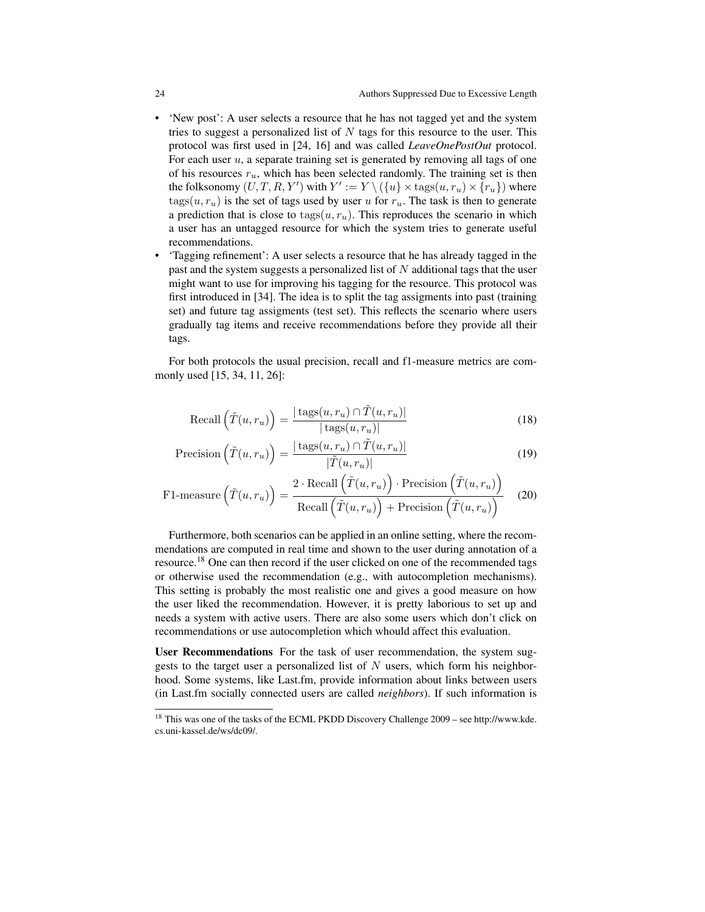- 'New post': A user selects a resource that he has not tagged yet and the system tries to suggest a personalized list of $N$ tags for this resource to the user. This protocol was first used in [24, 16] and was called *LeaveOnePostOut* protocol. For each user $u$, a separate training set is generated by removing all tags of one of his resources $r_u$, which has been selected randomly. The training set is then the folksonomy $(U, T, R, Y')$ with $Y' := Y \setminus (\{u\} \times \mathrm{tags}(u, r_u) \times \{r_u\})$ where $\mathrm{tags}(u, r_u)$ is the set of tags used by user $u$ for $r_u$. The task is then to generate a prediction that is close to $\mathrm{tags}(u, r_u)$. This reproduces the scenario in which a user has an untagged resource for which the system tries to generate useful recommendations.
- 'Tagging refinement': A user selects a resource that he has already tagged in the past and the system suggests a personalized list of $N$ additional tags that the user might want to use for improving his tagging for the resource. This protocol was first introduced in [34]. The idea is to split the tag assigments into past (training set) and future tag assigments (test set). This reflects the scenario where users gradually tag items and receive recommendations before they provide all their tags.

For both protocols the usual precision, recall and f1-measure metrics are commonly used [15, 34, 11, 26]:

$$\mathrm{Recall}\left(\tilde{T}(u, r_u)\right) = \frac{|\,\mathrm{tags}(u, r_u) \cap \tilde{T}(u, r_u)|}{|\,\mathrm{tags}(u, r_u)|} \tag{18}$$

$$\mathrm{Precision}\left(\tilde{T}(u, r_u)\right) = \frac{|\,\mathrm{tags}(u, r_u) \cap \tilde{T}(u, r_u)|}{|\tilde{T}(u, r_u)|} \tag{19}$$

$$\text{F1-measure}\left(\tilde{T}(u, r_u)\right) = \frac{2 \cdot \mathrm{Recall}\left(\tilde{T}(u, r_u)\right) \cdot \mathrm{Precision}\left(\tilde{T}(u, r_u)\right)}{\mathrm{Recall}\left(\tilde{T}(u, r_u)\right) + \mathrm{Precision}\left(\tilde{T}(u, r_u)\right)} \tag{20}$$

Furthermore, both scenarios can be applied in an online setting, where the recommendations are computed in real time and shown to the user during annotation of a resource.[18] One can then record if the user clicked on one of the recommended tags or otherwise used the recommendation (e.g., with autocompletion mechanisms). This setting is probably the most realistic one and gives a good measure on how the user liked the recommendation. However, it is pretty laborious to set up and needs a system with active users. There are also some users which don't click on recommendations or use autocompletion which whould affect this evaluation.

**User Recommendations** For the task of user recommendation, the system suggests to the target user a personalized list of $N$ users, which form his neighborhood. Some systems, like Last.fm, provide information about links between users (in Last.fm socially connected users are called *neighbors*). If such information is

[18] This was one of the tasks of the ECML PKDD Discovery Challenge 2009 – see http://www.kde.cs.uni-kassel.de/ws/dc09/.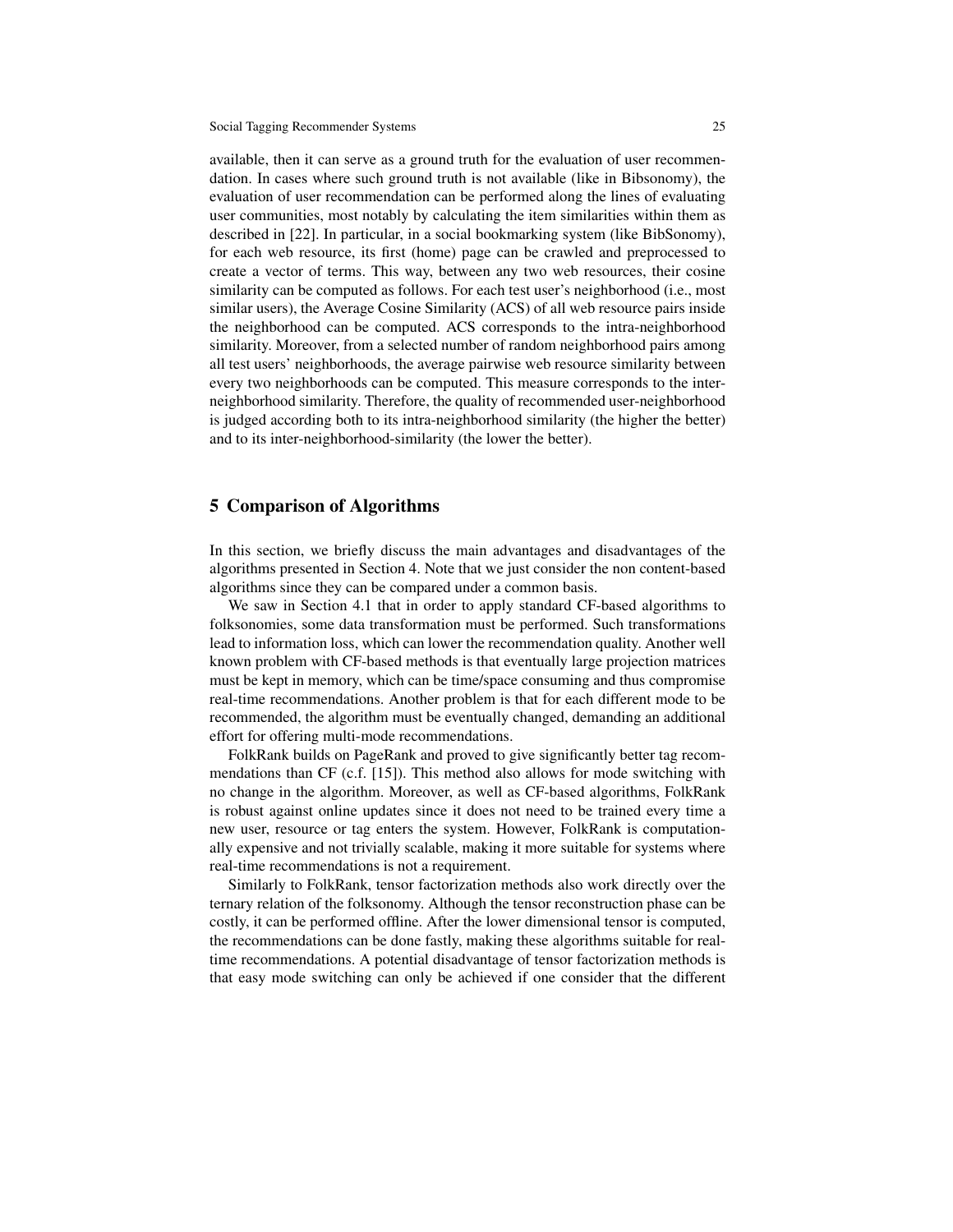available, then it can serve as a ground truth for the evaluation of user recommendation. In cases where such ground truth is not available (like in Bibsonomy), the evaluation of user recommendation can be performed along the lines of evaluating user communities, most notably by calculating the item similarities within them as described in [22]. In particular, in a social bookmarking system (like BibSonomy), for each web resource, its first (home) page can be crawled and preprocessed to create a vector of terms. This way, between any two web resources, their cosine similarity can be computed as follows. For each test user's neighborhood (i.e., most similar users), the Average Cosine Similarity (ACS) of all web resource pairs inside the neighborhood can be computed. ACS corresponds to the intra-neighborhood similarity. Moreover, from a selected number of random neighborhood pairs among all test users' neighborhoods, the average pairwise web resource similarity between every two neighborhoods can be computed. This measure corresponds to the inter-neighborhood similarity. Therefore, the quality of recommended user-neighborhood is judged according both to its intra-neighborhood similarity (the higher the better) and to its inter-neighborhood-similarity (the lower the better).

## 5 Comparison of Algorithms

In this section, we briefly discuss the main advantages and disadvantages of the algorithms presented in Section 4. Note that we just consider the non content-based algorithms since they can be compared under a common basis.

We saw in Section 4.1 that in order to apply standard CF-based algorithms to folksonomies, some data transformation must be performed. Such transformations lead to information loss, which can lower the recommendation quality. Another well known problem with CF-based methods is that eventually large projection matrices must be kept in memory, which can be time/space consuming and thus compromise real-time recommendations. Another problem is that for each different mode to be recommended, the algorithm must be eventually changed, demanding an additional effort for offering multi-mode recommendations.

FolkRank builds on PageRank and proved to give significantly better tag recommendations than CF (c.f. [15]). This method also allows for mode switching with no change in the algorithm. Moreover, as well as CF-based algorithms, FolkRank is robust against online updates since it does not need to be trained every time a new user, resource or tag enters the system. However, FolkRank is computationally expensive and not trivially scalable, making it more suitable for systems where real-time recommendations is not a requirement.

Similarly to FolkRank, tensor factorization methods also work directly over the ternary relation of the folksonomy. Although the tensor reconstruction phase can be costly, it can be performed offline. After the lower dimensional tensor is computed, the recommendations can be done fastly, making these algorithms suitable for real-time recommendations. A potential disadvantage of tensor factorization methods is that easy mode switching can only be achieved if one consider that the different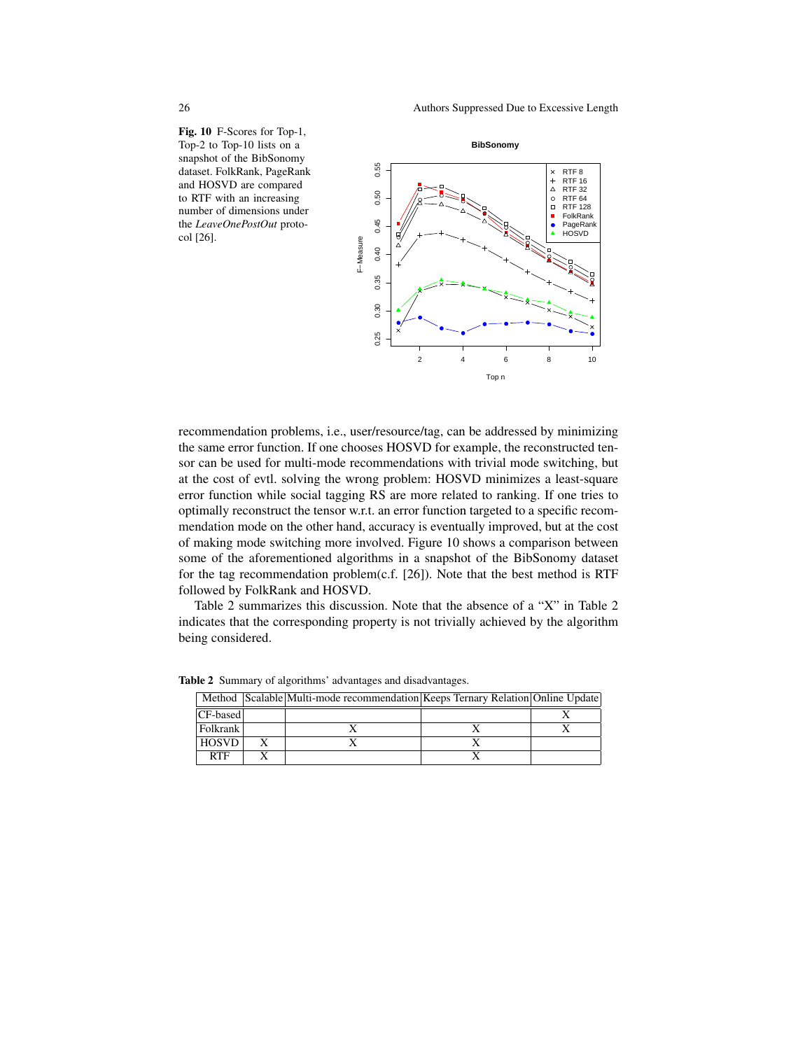**Fig. 10** F-Scores for Top-1, Top-2 to Top-10 lists on a snapshot of the BibSonomy dataset. FolkRank, PageRank and HOSVD are compared to RTF with an increasing number of dimensions under the *LeaveOnePostOut* protocol [26].

recommendation problems, i.e., user/resource/tag, can be addressed by minimizing the same error function. If one chooses HOSVD for example, the reconstructed tensor can be used for multi-mode recommendations with trivial mode switching, but at the cost of evtl. solving the wrong problem: HOSVD minimizes a least-square error function while social tagging RS are more related to ranking. If one tries to optimally reconstruct the tensor w.r.t. an error function targeted to a specific recommendation mode on the other hand, accuracy is eventually improved, but at the cost of making mode switching more involved. Figure 10 shows a comparison between some of the aforementioned algorithms in a snapshot of the BibSonomy dataset for the tag recommendation problem(c.f. [26]). Note that the best method is RTF followed by FolkRank and HOSVD.

Table 2 summarizes this discussion. Note that the absence of a "X" in Table 2 indicates that the corresponding property is not trivially achieved by the algorithm being considered.

**Table 2** Summary of algorithms' advantages and disadvantages.

| Method | Scalable | Multi-mode recommendation | Keeps Ternary Relation | Online Update |
|---|---|---|---|---|
| CF-based | | | | X |
| Folkrank | | X | X | X |
| HOSVD | X | X | X | |
| RTF | X | | X | |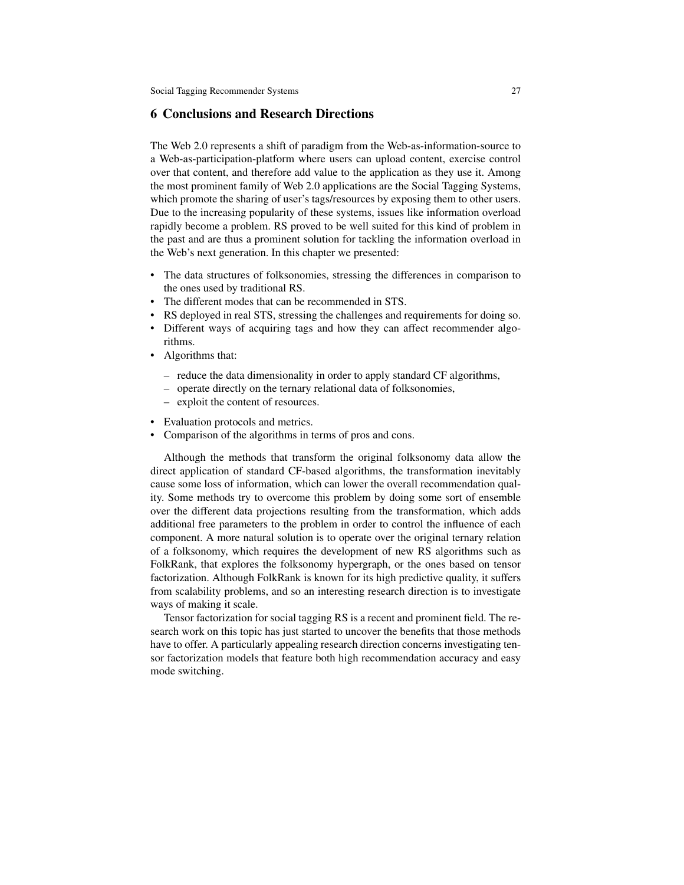## 6 Conclusions and Research Directions

The Web 2.0 represents a shift of paradigm from the Web-as-information-source to a Web-as-participation-platform where users can upload content, exercise control over that content, and therefore add value to the application as they use it. Among the most prominent family of Web 2.0 applications are the Social Tagging Systems, which promote the sharing of user's tags/resources by exposing them to other users. Due to the increasing popularity of these systems, issues like information overload rapidly become a problem. RS proved to be well suited for this kind of problem in the past and are thus a prominent solution for tackling the information overload in the Web's next generation. In this chapter we presented:

- The data structures of folksonomies, stressing the differences in comparison to the ones used by traditional RS.
- The different modes that can be recommended in STS.
- RS deployed in real STS, stressing the challenges and requirements for doing so.
- Different ways of acquiring tags and how they can affect recommender algorithms.
- Algorithms that:
  - reduce the data dimensionality in order to apply standard CF algorithms,
  - operate directly on the ternary relational data of folksonomies,
  - exploit the content of resources.
- Evaluation protocols and metrics.
- Comparison of the algorithms in terms of pros and cons.

Although the methods that transform the original folksonomy data allow the direct application of standard CF-based algorithms, the transformation inevitably cause some loss of information, which can lower the overall recommendation quality. Some methods try to overcome this problem by doing some sort of ensemble over the different data projections resulting from the transformation, which adds additional free parameters to the problem in order to control the influence of each component. A more natural solution is to operate over the original ternary relation of a folksonomy, which requires the development of new RS algorithms such as FolkRank, that explores the folksonomy hypergraph, or the ones based on tensor factorization. Although FolkRank is known for its high predictive quality, it suffers from scalability problems, and so an interesting research direction is to investigate ways of making it scale.

Tensor factorization for social tagging RS is a recent and prominent field. The research work on this topic has just started to uncover the benefits that those methods have to offer. A particularly appealing research direction concerns investigating tensor factorization models that feature both high recommendation accuracy and easy mode switching.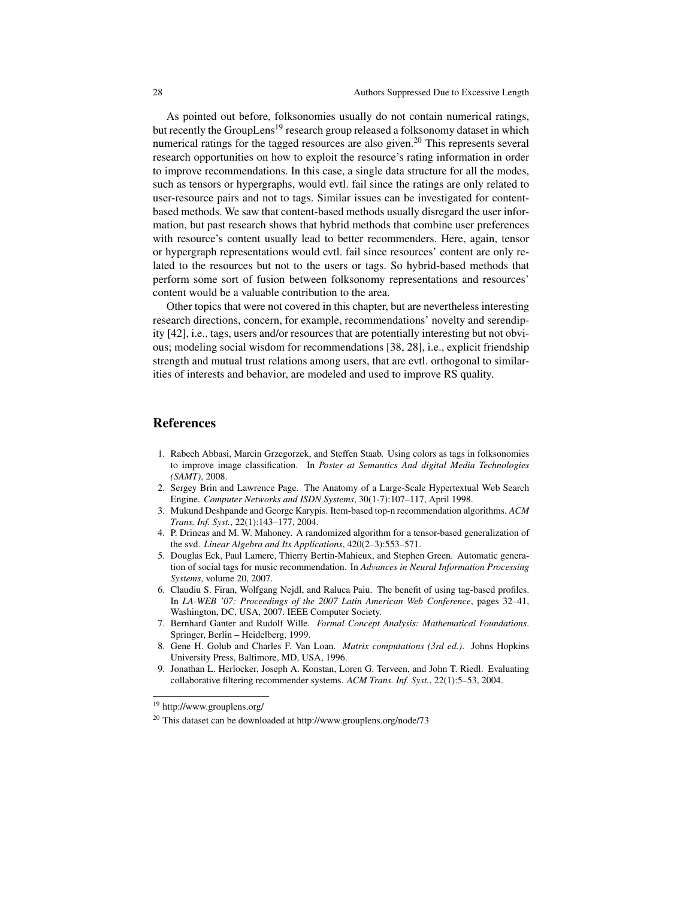As pointed out before, folksonomies usually do not contain numerical ratings, but recently the GroupLens[19] research group released a folksonomy dataset in which numerical ratings for the tagged resources are also given.[20] This represents several research opportunities on how to exploit the resource's rating information in order to improve recommendations. In this case, a single data structure for all the modes, such as tensors or hypergraphs, would evtl. fail since the ratings are only related to user-resource pairs and not to tags. Similar issues can be investigated for content-based methods. We saw that content-based methods usually disregard the user information, but past research shows that hybrid methods that combine user preferences with resource's content usually lead to better recommenders. Here, again, tensor or hypergraph representations would evtl. fail since resources' content are only related to the resources but not to the users or tags. So hybrid-based methods that perform some sort of fusion between folksonomy representations and resources' content would be a valuable contribution to the area.

Other topics that were not covered in this chapter, but are nevertheless interesting research directions, concern, for example, recommendations' novelty and serendipity [42], i.e., tags, users and/or resources that are potentially interesting but not obvious; modeling social wisdom for recommendations [38, 28], i.e., explicit friendship strength and mutual trust relations among users, that are evtl. orthogonal to similarities of interests and behavior, are modeled and used to improve RS quality.

## References

1. Rabeeh Abbasi, Marcin Grzegorzek, and Steffen Staab. Using colors as tags in folksonomies to improve image classification. In *Poster at Semantics And digital Media Technologies (SAMT)*, 2008.
2. Sergey Brin and Lawrence Page. The Anatomy of a Large-Scale Hypertextual Web Search Engine. *Computer Networks and ISDN Systems*, 30(1-7):107–117, April 1998.
3. Mukund Deshpande and George Karypis. Item-based top-n recommendation algorithms. *ACM Trans. Inf. Syst.*, 22(1):143–177, 2004.
4. P. Drineas and M. W. Mahoney. A randomized algorithm for a tensor-based generalization of the svd. *Linear Algebra and Its Applications*, 420(2–3):553–571.
5. Douglas Eck, Paul Lamere, Thierry Bertin-Mahieux, and Stephen Green. Automatic generation of social tags for music recommendation. In *Advances in Neural Information Processing Systems*, volume 20, 2007.
6. Claudiu S. Firan, Wolfgang Nejdl, and Raluca Paiu. The benefit of using tag-based profiles. In *LA-WEB '07: Proceedings of the 2007 Latin American Web Conference*, pages 32–41, Washington, DC, USA, 2007. IEEE Computer Society.
7. Bernhard Ganter and Rudolf Wille. *Formal Concept Analysis: Mathematical Foundations*. Springer, Berlin – Heidelberg, 1999.
8. Gene H. Golub and Charles F. Van Loan. *Matrix computations (3rd ed.)*. Johns Hopkins University Press, Baltimore, MD, USA, 1996.
9. Jonathan L. Herlocker, Joseph A. Konstan, Loren G. Terveen, and John T. Riedl. Evaluating collaborative filtering recommender systems. *ACM Trans. Inf. Syst.*, 22(1):5–53, 2004.

---

[19] http://www.grouplens.org/

[20] This dataset can be downloaded at http://www.grouplens.org/node/73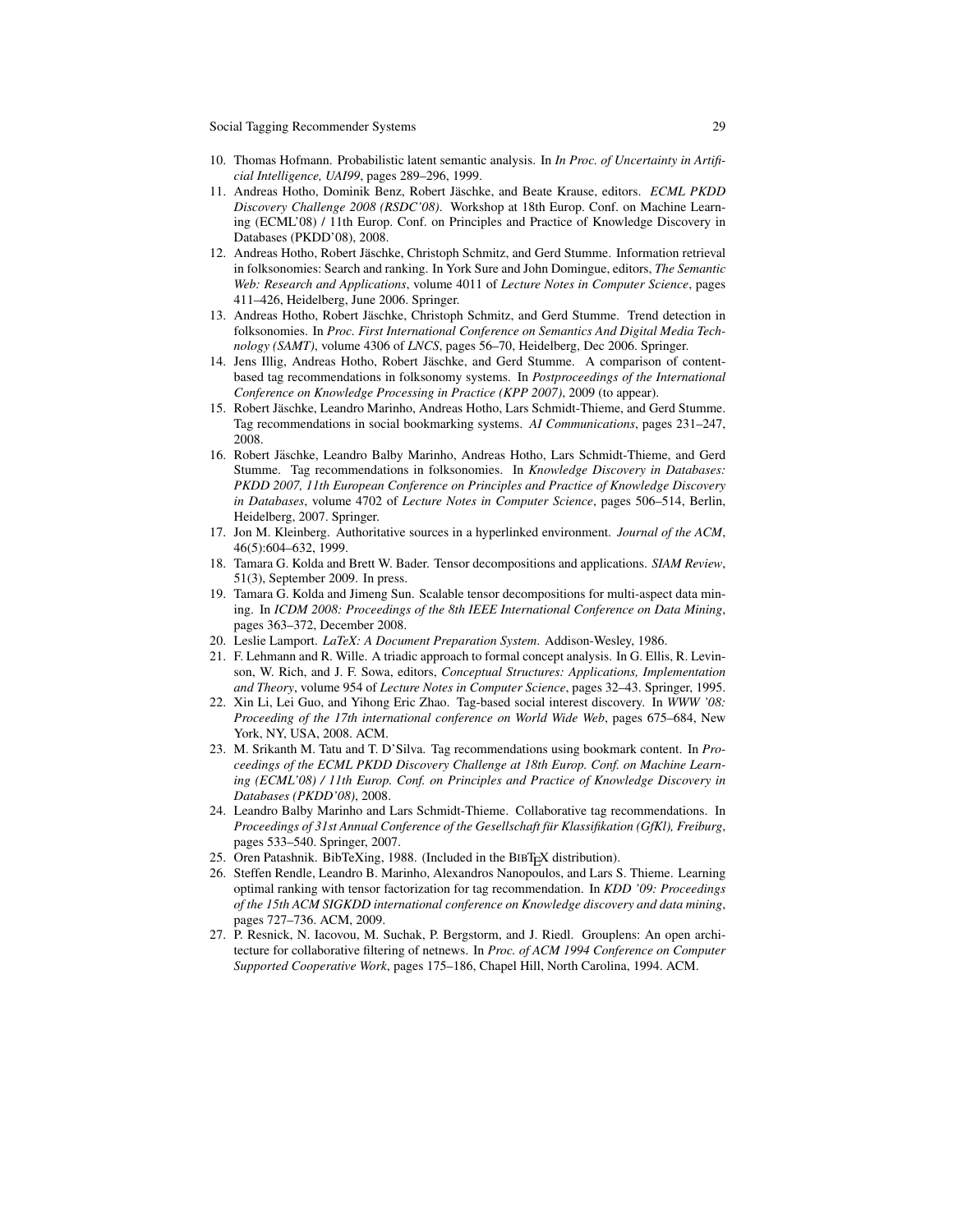10. Thomas Hofmann. Probabilistic latent semantic analysis. In *In Proc. of Uncertainty in Artificial Intelligence, UAI99*, pages 289–296, 1999.
11. Andreas Hotho, Dominik Benz, Robert Jäschke, and Beate Krause, editors. *ECML PKDD Discovery Challenge 2008 (RSDC'08)*. Workshop at 18th Europ. Conf. on Machine Learning (ECML'08) / 11th Europ. Conf. on Principles and Practice of Knowledge Discovery in Databases (PKDD'08), 2008.
12. Andreas Hotho, Robert Jäschke, Christoph Schmitz, and Gerd Stumme. Information retrieval in folksonomies: Search and ranking. In York Sure and John Domingue, editors, *The Semantic Web: Research and Applications*, volume 4011 of *Lecture Notes in Computer Science*, pages 411–426, Heidelberg, June 2006. Springer.
13. Andreas Hotho, Robert Jäschke, Christoph Schmitz, and Gerd Stumme. Trend detection in folksonomies. In *Proc. First International Conference on Semantics And Digital Media Technology (SAMT)*, volume 4306 of *LNCS*, pages 56–70, Heidelberg, Dec 2006. Springer.
14. Jens Illig, Andreas Hotho, Robert Jäschke, and Gerd Stumme. A comparison of content-based tag recommendations in folksonomy systems. In *Postproceedings of the International Conference on Knowledge Processing in Practice (KPP 2007)*, 2009 (to appear).
15. Robert Jäschke, Leandro Marinho, Andreas Hotho, Lars Schmidt-Thieme, and Gerd Stumme. Tag recommendations in social bookmarking systems. *AI Communications*, pages 231–247, 2008.
16. Robert Jäschke, Leandro Balby Marinho, Andreas Hotho, Lars Schmidt-Thieme, and Gerd Stumme. Tag recommendations in folksonomies. In *Knowledge Discovery in Databases: PKDD 2007, 11th European Conference on Principles and Practice of Knowledge Discovery in Databases*, volume 4702 of *Lecture Notes in Computer Science*, pages 506–514, Berlin, Heidelberg, 2007. Springer.
17. Jon M. Kleinberg. Authoritative sources in a hyperlinked environment. *Journal of the ACM*, 46(5):604–632, 1999.
18. Tamara G. Kolda and Brett W. Bader. Tensor decompositions and applications. *SIAM Review*, 51(3), September 2009. In press.
19. Tamara G. Kolda and Jimeng Sun. Scalable tensor decompositions for multi-aspect data mining. In *ICDM 2008: Proceedings of the 8th IEEE International Conference on Data Mining*, pages 363–372, December 2008.
20. Leslie Lamport. *LaTeX: A Document Preparation System*. Addison-Wesley, 1986.
21. F. Lehmann and R. Wille. A triadic approach to formal concept analysis. In G. Ellis, R. Levinson, W. Rich, and J. F. Sowa, editors, *Conceptual Structures: Applications, Implementation and Theory*, volume 954 of *Lecture Notes in Computer Science*, pages 32–43. Springer, 1995.
22. Xin Li, Lei Guo, and Yihong Eric Zhao. Tag-based social interest discovery. In *WWW '08: Proceeding of the 17th international conference on World Wide Web*, pages 675–684, New York, NY, USA, 2008. ACM.
23. M. Srikanth M. Tatu and T. D'Silva. Tag recommendations using bookmark content. In *Proceedings of the ECML PKDD Discovery Challenge at 18th Europ. Conf. on Machine Learning (ECML'08) / 11th Europ. Conf. on Principles and Practice of Knowledge Discovery in Databases (PKDD'08)*, 2008.
24. Leandro Balby Marinho and Lars Schmidt-Thieme. Collaborative tag recommendations. In *Proceedings of 31st Annual Conference of the Gesellschaft für Klassifikation (GfKl), Freiburg*, pages 533–540. Springer, 2007.
25. Oren Patashnik. BibTeXing, 1988. (Included in the BIBTEX distribution).
26. Steffen Rendle, Leandro B. Marinho, Alexandros Nanopoulos, and Lars S. Thieme. Learning optimal ranking with tensor factorization for tag recommendation. In *KDD '09: Proceedings of the 15th ACM SIGKDD international conference on Knowledge discovery and data mining*, pages 727–736. ACM, 2009.
27. P. Resnick, N. Iacovou, M. Suchak, P. Bergstorm, and J. Riedl. Grouplens: An open architecture for collaborative filtering of netnews. In *Proc. of ACM 1994 Conference on Computer Supported Cooperative Work*, pages 175–186, Chapel Hill, North Carolina, 1994. ACM.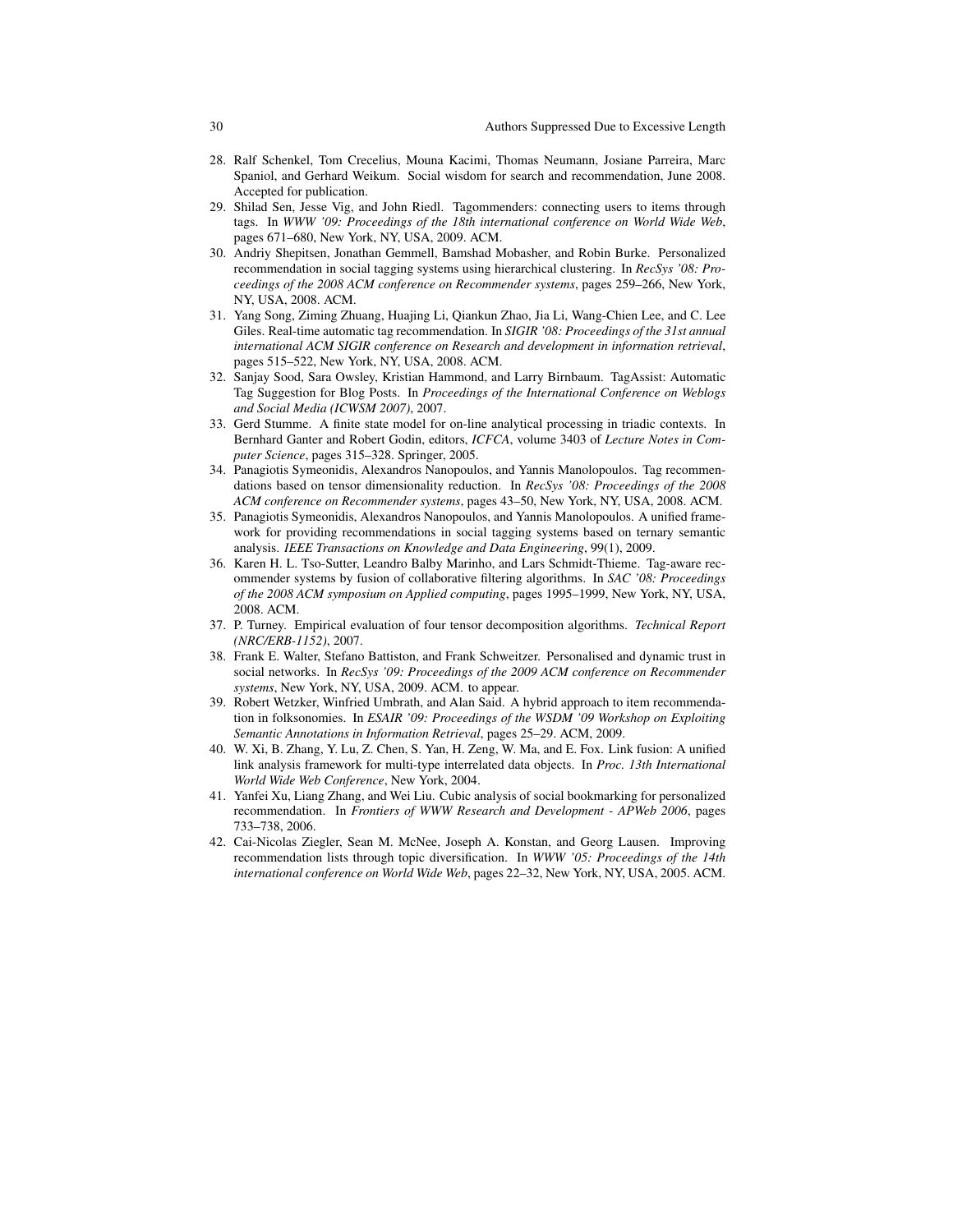28. Ralf Schenkel, Tom Crecelius, Mouna Kacimi, Thomas Neumann, Josiane Parreira, Marc Spaniol, and Gerhard Weikum. Social wisdom for search and recommendation, June 2008. Accepted for publication.
29. Shilad Sen, Jesse Vig, and John Riedl. Tagommenders: connecting users to items through tags. In *WWW '09: Proceedings of the 18th international conference on World Wide Web*, pages 671–680, New York, NY, USA, 2009. ACM.
30. Andriy Shepitsen, Jonathan Gemmell, Bamshad Mobasher, and Robin Burke. Personalized recommendation in social tagging systems using hierarchical clustering. In *RecSys '08: Proceedings of the 2008 ACM conference on Recommender systems*, pages 259–266, New York, NY, USA, 2008. ACM.
31. Yang Song, Ziming Zhuang, Huajing Li, Qiankun Zhao, Jia Li, Wang-Chien Lee, and C. Lee Giles. Real-time automatic tag recommendation. In *SIGIR '08: Proceedings of the 31st annual international ACM SIGIR conference on Research and development in information retrieval*, pages 515–522, New York, NY, USA, 2008. ACM.
32. Sanjay Sood, Sara Owsley, Kristian Hammond, and Larry Birnbaum. TagAssist: Automatic Tag Suggestion for Blog Posts. In *Proceedings of the International Conference on Weblogs and Social Media (ICWSM 2007)*, 2007.
33. Gerd Stumme. A finite state model for on-line analytical processing in triadic contexts. In Bernhard Ganter and Robert Godin, editors, *ICFCA*, volume 3403 of *Lecture Notes in Computer Science*, pages 315–328. Springer, 2005.
34. Panagiotis Symeonidis, Alexandros Nanopoulos, and Yannis Manolopoulos. Tag recommendations based on tensor dimensionality reduction. In *RecSys '08: Proceedings of the 2008 ACM conference on Recommender systems*, pages 43–50, New York, NY, USA, 2008. ACM.
35. Panagiotis Symeonidis, Alexandros Nanopoulos, and Yannis Manolopoulos. A unified framework for providing recommendations in social tagging systems based on ternary semantic analysis. *IEEE Transactions on Knowledge and Data Engineering*, 99(1), 2009.
36. Karen H. L. Tso-Sutter, Leandro Balby Marinho, and Lars Schmidt-Thieme. Tag-aware recommender systems by fusion of collaborative filtering algorithms. In *SAC '08: Proceedings of the 2008 ACM symposium on Applied computing*, pages 1995–1999, New York, NY, USA, 2008. ACM.
37. P. Turney. Empirical evaluation of four tensor decomposition algorithms. *Technical Report (NRC/ERB-1152)*, 2007.
38. Frank E. Walter, Stefano Battiston, and Frank Schweitzer. Personalised and dynamic trust in social networks. In *RecSys '09: Proceedings of the 2009 ACM conference on Recommender systems*, New York, NY, USA, 2009. ACM. to appear.
39. Robert Wetzker, Winfried Umbrath, and Alan Said. A hybrid approach to item recommendation in folksonomies. In *ESAIR '09: Proceedings of the WSDM '09 Workshop on Exploiting Semantic Annotations in Information Retrieval*, pages 25–29. ACM, 2009.
40. W. Xi, B. Zhang, Y. Lu, Z. Chen, S. Yan, H. Zeng, W. Ma, and E. Fox. Link fusion: A unified link analysis framework for multi-type interrelated data objects. In *Proc. 13th International World Wide Web Conference*, New York, 2004.
41. Yanfei Xu, Liang Zhang, and Wei Liu. Cubic analysis of social bookmarking for personalized recommendation. In *Frontiers of WWW Research and Development - APWeb 2006*, pages 733–738, 2006.
42. Cai-Nicolas Ziegler, Sean M. McNee, Joseph A. Konstan, and Georg Lausen. Improving recommendation lists through topic diversification. In *WWW '05: Proceedings of the 14th international conference on World Wide Web*, pages 22–32, New York, NY, USA, 2005. ACM.